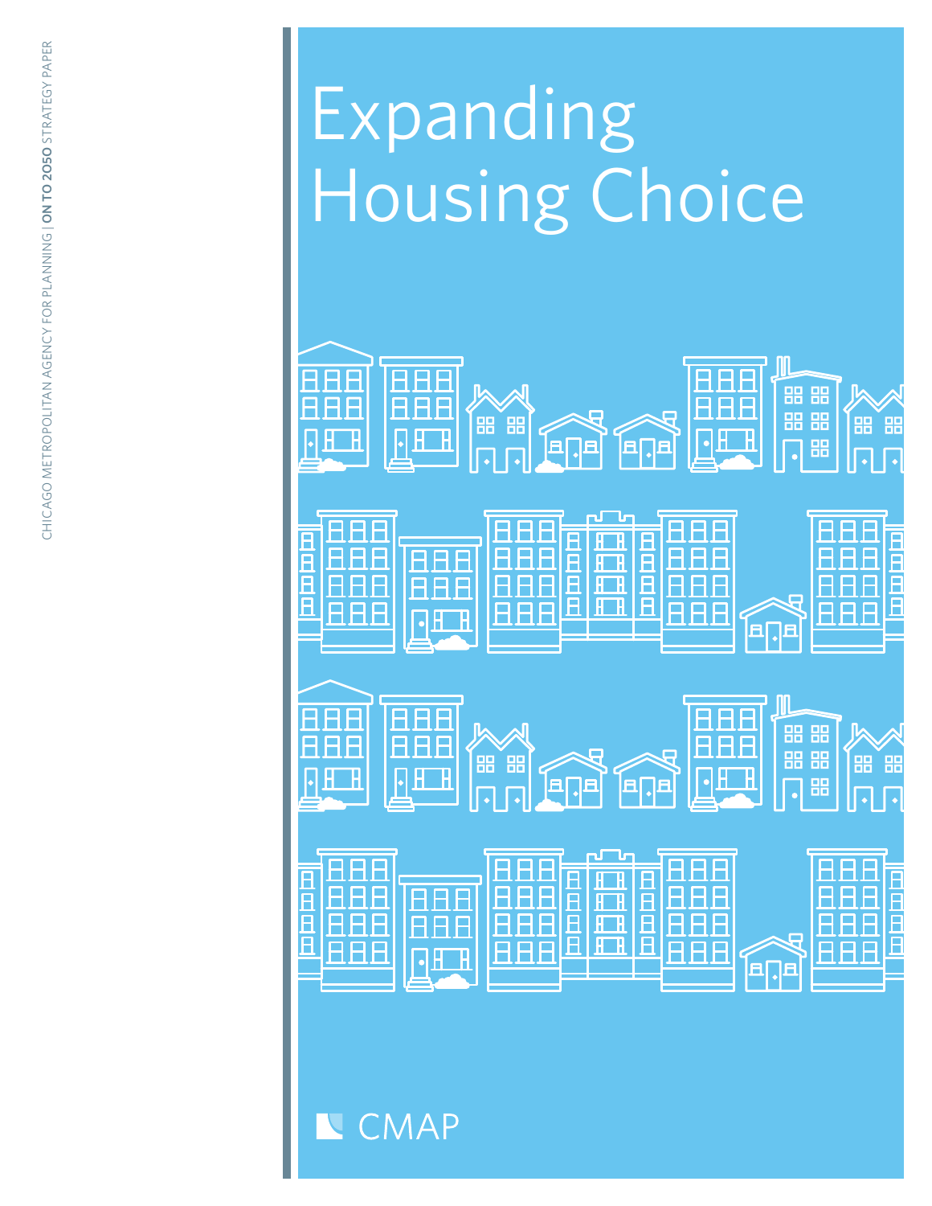CHICAGO METROPOLITAN AGENCY FOR PLANNING | **ON TO 2050** STRATEGY PAPER

# Expanding Housing Choice

CMAP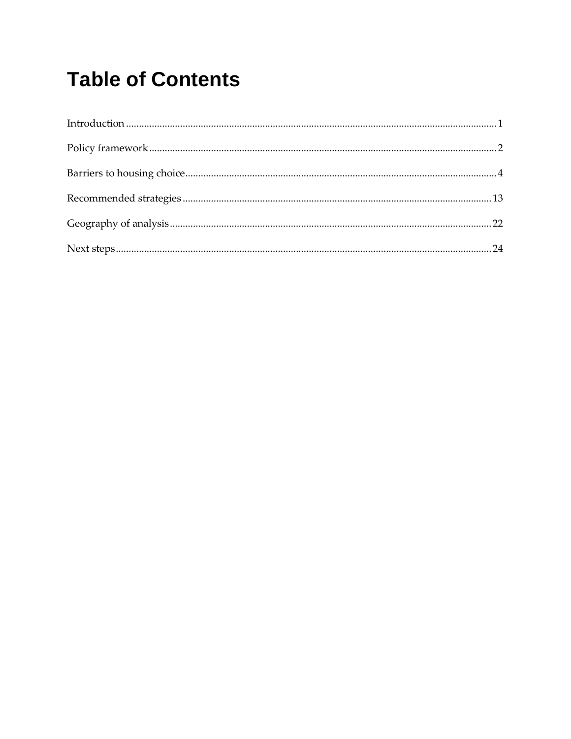# Table of Contents

Introduction .......... 1

Policy framework .......... 2

Barriers to housing choice .......... 4

Recommended strategies .......... 13

Geography of analysis .......... 22

Next steps .......... 24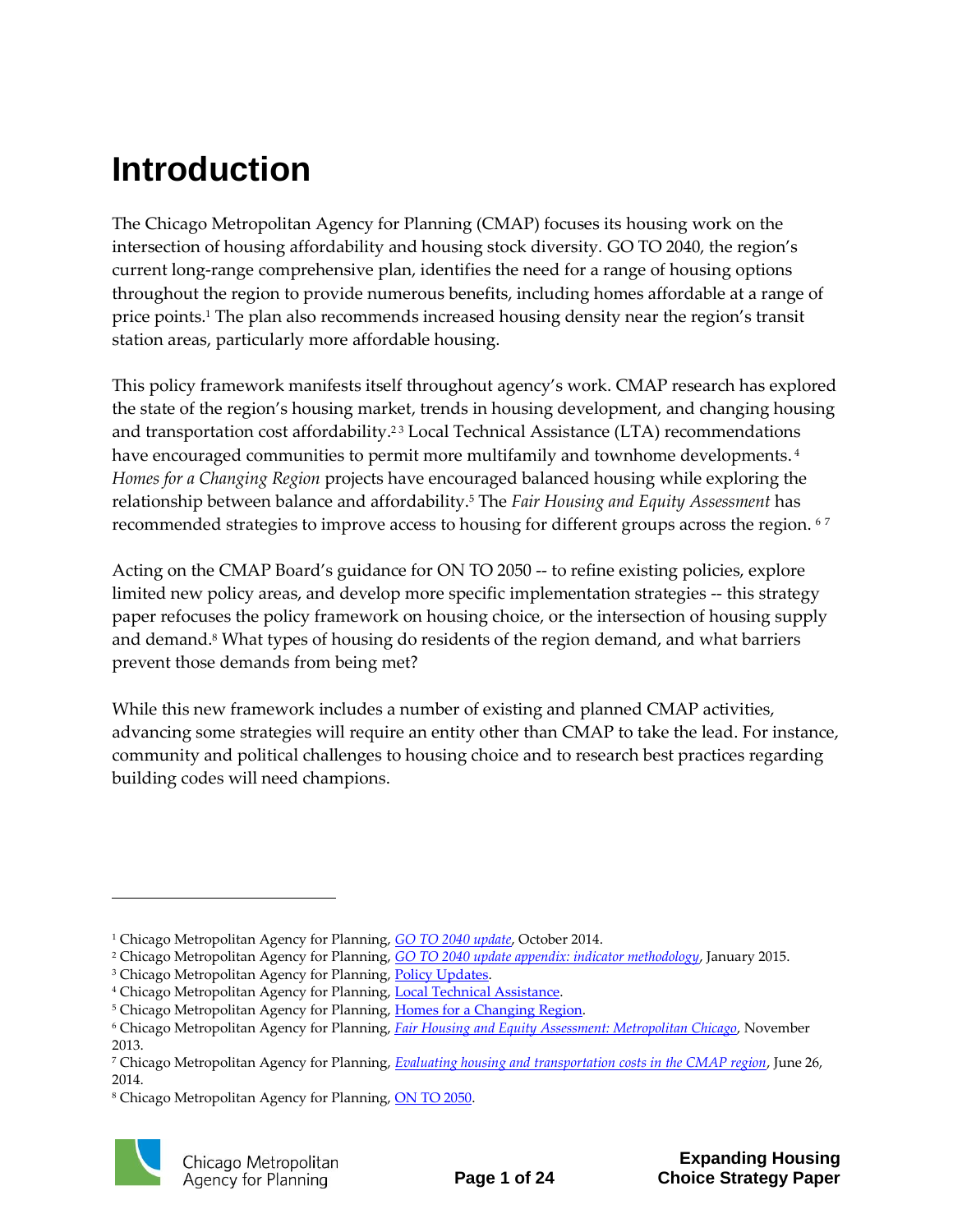# Introduction

The Chicago Metropolitan Agency for Planning (CMAP) focuses its housing work on the intersection of housing affordability and housing stock diversity. GO TO 2040, the region's current long-range comprehensive plan, identifies the need for a range of housing options throughout the region to provide numerous benefits, including homes affordable at a range of price points.[1] The plan also recommends increased housing density near the region's transit station areas, particularly more affordable housing.

This policy framework manifests itself throughout agency's work. CMAP research has explored the state of the region's housing market, trends in housing development, and changing housing and transportation cost affordability.[2][3] Local Technical Assistance (LTA) recommendations have encouraged communities to permit more multifamily and townhome developments.[4] *Homes for a Changing Region* projects have encouraged balanced housing while exploring the relationship between balance and affordability.[5] The *Fair Housing and Equity Assessment* has recommended strategies to improve access to housing for different groups across the region.[6][7]

Acting on the CMAP Board's guidance for ON TO 2050 -- to refine existing policies, explore limited new policy areas, and develop more specific implementation strategies -- this strategy paper refocuses the policy framework on housing choice, or the intersection of housing supply and demand.[8] What types of housing do residents of the region demand, and what barriers prevent those demands from being met?

While this new framework includes a number of existing and planned CMAP activities, advancing some strategies will require an entity other than CMAP to take the lead. For instance, community and political challenges to housing choice and to research best practices regarding building codes will need champions.

---

[1] Chicago Metropolitan Agency for Planning, *GO TO 2040 update*, October 2014.

[2] Chicago Metropolitan Agency for Planning, *GO TO 2040 update appendix: indicator methodology*, January 2015.

[3] Chicago Metropolitan Agency for Planning, Policy Updates.

[4] Chicago Metropolitan Agency for Planning, Local Technical Assistance.

[5] Chicago Metropolitan Agency for Planning, Homes for a Changing Region.

[6] Chicago Metropolitan Agency for Planning, *Fair Housing and Equity Assessment: Metropolitan Chicago*, November 2013.

[7] Chicago Metropolitan Agency for Planning, *Evaluating housing and transportation costs in the CMAP region*, June 26, 2014.

[8] Chicago Metropolitan Agency for Planning, ON TO 2050.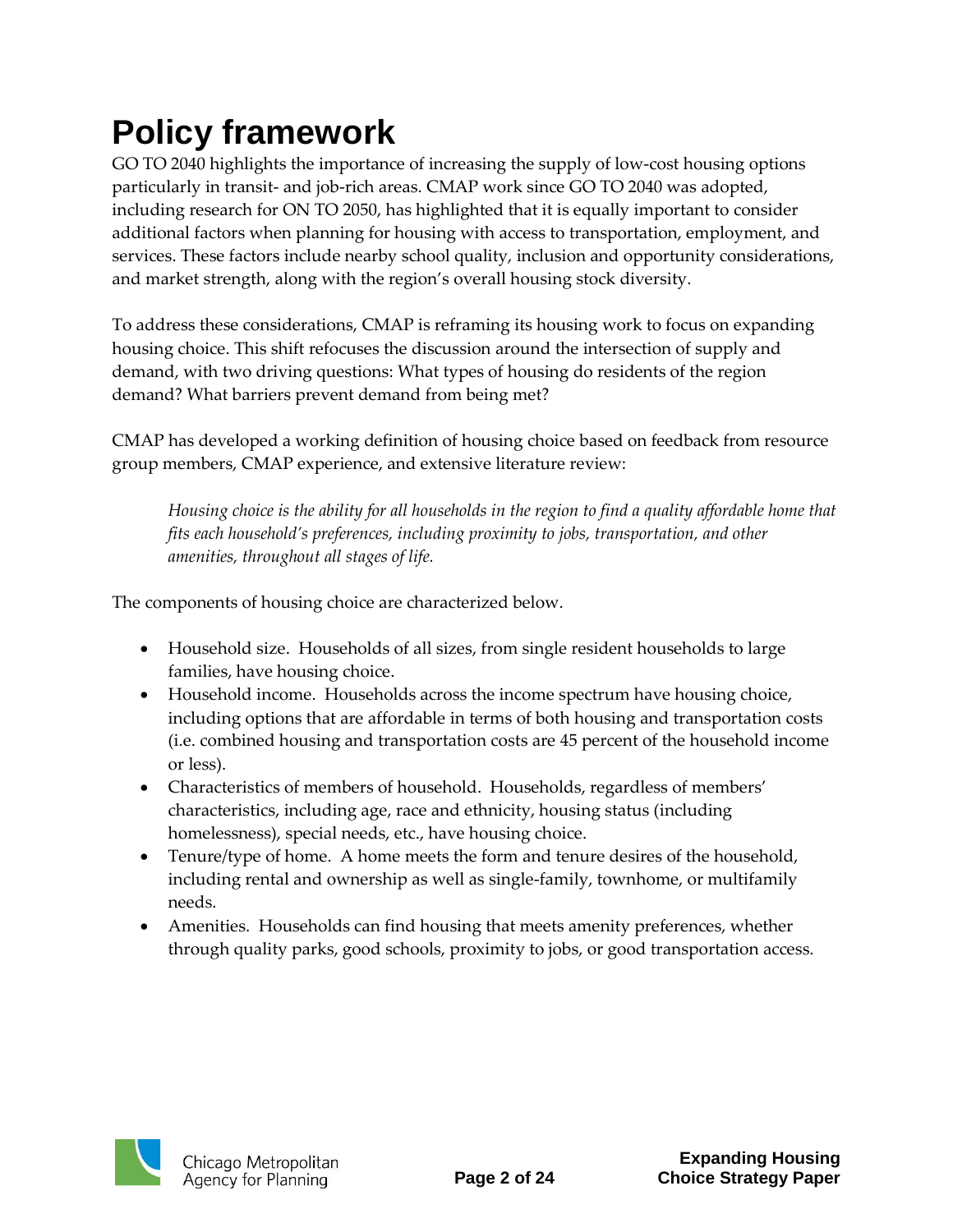# Policy framework

GO TO 2040 highlights the importance of increasing the supply of low-cost housing options particularly in transit- and job-rich areas. CMAP work since GO TO 2040 was adopted, including research for ON TO 2050, has highlighted that it is equally important to consider additional factors when planning for housing with access to transportation, employment, and services. These factors include nearby school quality, inclusion and opportunity considerations, and market strength, along with the region's overall housing stock diversity.

To address these considerations, CMAP is reframing its housing work to focus on expanding housing choice. This shift refocuses the discussion around the intersection of supply and demand, with two driving questions: What types of housing do residents of the region demand? What barriers prevent demand from being met?

CMAP has developed a working definition of housing choice based on feedback from resource group members, CMAP experience, and extensive literature review:

> *Housing choice is the ability for all households in the region to find a quality affordable home that fits each household's preferences, including proximity to jobs, transportation, and other amenities, throughout all stages of life.*

The components of housing choice are characterized below.

- Household size. Households of all sizes, from single resident households to large families, have housing choice.
- Household income. Households across the income spectrum have housing choice, including options that are affordable in terms of both housing and transportation costs (i.e. combined housing and transportation costs are 45 percent of the household income or less).
- Characteristics of members of household. Households, regardless of members' characteristics, including age, race and ethnicity, housing status (including homelessness), special needs, etc., have housing choice.
- Tenure/type of home. A home meets the form and tenure desires of the household, including rental and ownership as well as single-family, townhome, or multifamily needs.
- Amenities. Households can find housing that meets amenity preferences, whether through quality parks, good schools, proximity to jobs, or good transportation access.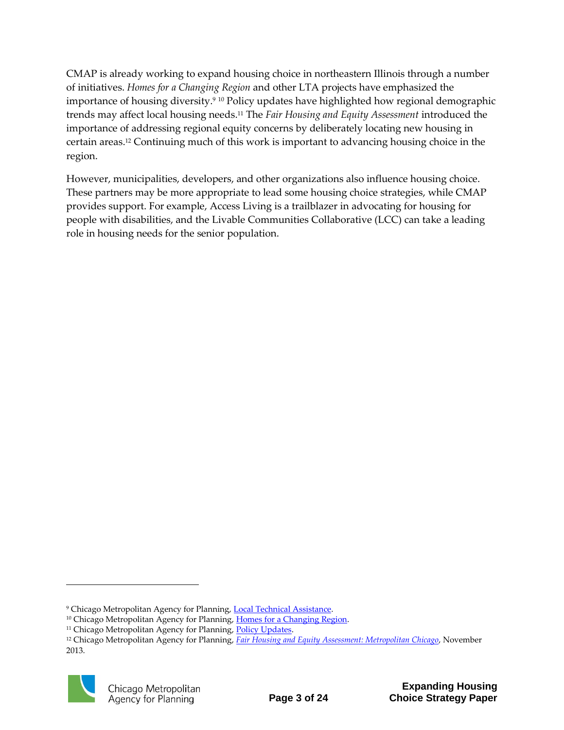CMAP is already working to expand housing choice in northeastern Illinois through a number of initiatives. *Homes for a Changing Region* and other LTA projects have emphasized the importance of housing diversity.[9] [10] Policy updates have highlighted how regional demographic trends may affect local housing needs.[11] The *Fair Housing and Equity Assessment* introduced the importance of addressing regional equity concerns by deliberately locating new housing in certain areas.[12] Continuing much of this work is important to advancing housing choice in the region.

However, municipalities, developers, and other organizations also influence housing choice. These partners may be more appropriate to lead some housing choice strategies, while CMAP provides support. For example, Access Living is a trailblazer in advocating for housing for people with disabilities, and the Livable Communities Collaborative (LCC) can take a leading role in housing needs for the senior population.

---

[9] Chicago Metropolitan Agency for Planning, Local Technical Assistance.

[10] Chicago Metropolitan Agency for Planning, Homes for a Changing Region.

[11] Chicago Metropolitan Agency for Planning, Policy Updates.

[12] Chicago Metropolitan Agency for Planning, *Fair Housing and Equity Assessment: Metropolitan Chicago*, November 2013.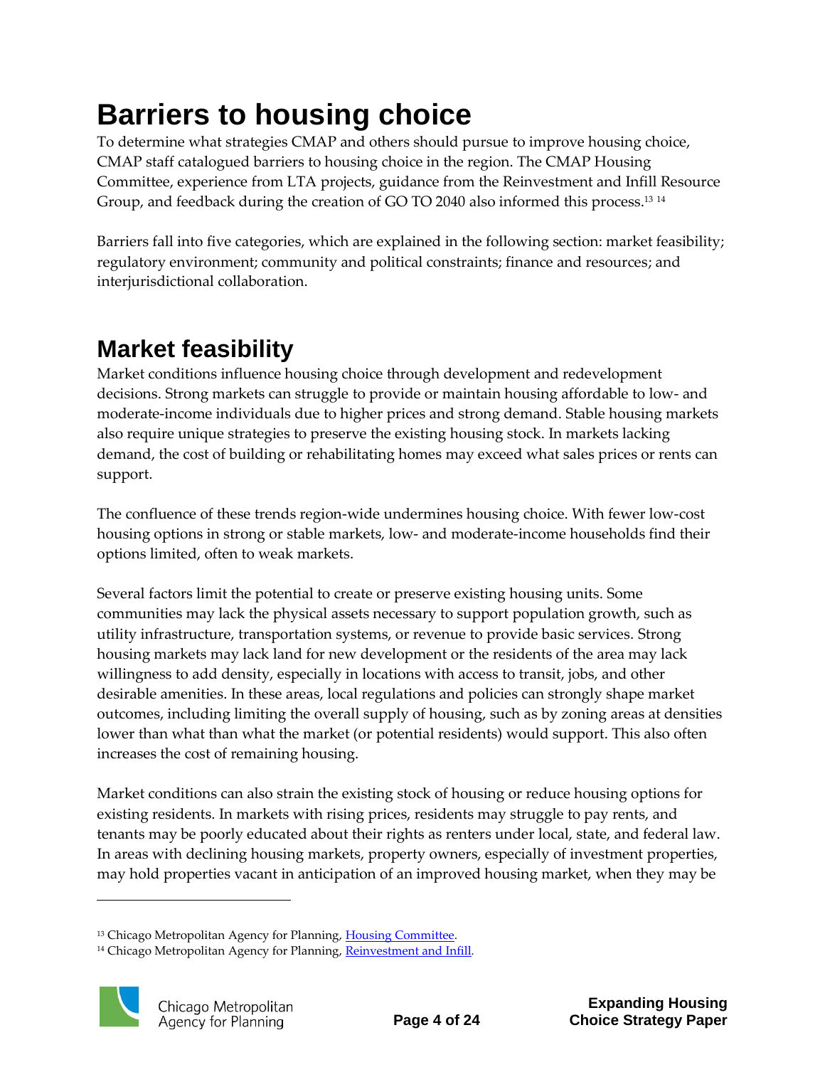# Barriers to housing choice

To determine what strategies CMAP and others should pursue to improve housing choice, CMAP staff catalogued barriers to housing choice in the region. The CMAP Housing Committee, experience from LTA projects, guidance from the Reinvestment and Infill Resource Group, and feedback during the creation of GO TO 2040 also informed this process.[13] [14]

Barriers fall into five categories, which are explained in the following section: market feasibility; regulatory environment; community and political constraints; finance and resources; and interjurisdictional collaboration.

## Market feasibility

Market conditions influence housing choice through development and redevelopment decisions. Strong markets can struggle to provide or maintain housing affordable to low- and moderate-income individuals due to higher prices and strong demand. Stable housing markets also require unique strategies to preserve the existing housing stock. In markets lacking demand, the cost of building or rehabilitating homes may exceed what sales prices or rents can support.

The confluence of these trends region-wide undermines housing choice. With fewer low-cost housing options in strong or stable markets, low- and moderate-income households find their options limited, often to weak markets.

Several factors limit the potential to create or preserve existing housing units. Some communities may lack the physical assets necessary to support population growth, such as utility infrastructure, transportation systems, or revenue to provide basic services. Strong housing markets may lack land for new development or the residents of the area may lack willingness to add density, especially in locations with access to transit, jobs, and other desirable amenities. In these areas, local regulations and policies can strongly shape market outcomes, including limiting the overall supply of housing, such as by zoning areas at densities lower than what than what the market (or potential residents) would support. This also often increases the cost of remaining housing.

Market conditions can also strain the existing stock of housing or reduce housing options for existing residents. In markets with rising prices, residents may struggle to pay rents, and tenants may be poorly educated about their rights as renters under local, state, and federal law. In areas with declining housing markets, property owners, especially of investment properties, may hold properties vacant in anticipation of an improved housing market, when they may be

---

[13] Chicago Metropolitan Agency for Planning, Housing Committee.

[14] Chicago Metropolitan Agency for Planning, Reinvestment and Infill.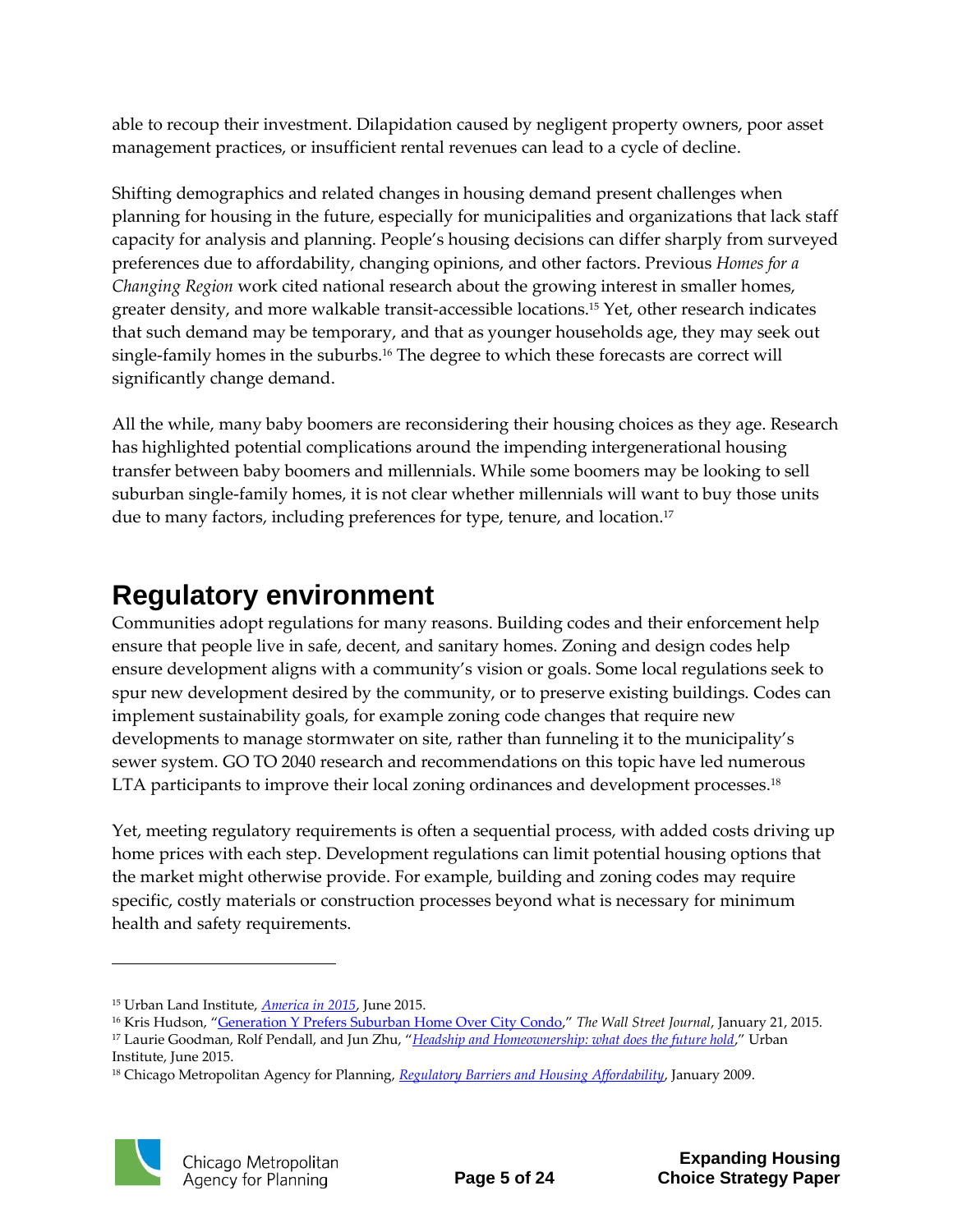able to recoup their investment. Dilapidation caused by negligent property owners, poor asset management practices, or insufficient rental revenues can lead to a cycle of decline.

Shifting demographics and related changes in housing demand present challenges when planning for housing in the future, especially for municipalities and organizations that lack staff capacity for analysis and planning. People's housing decisions can differ sharply from surveyed preferences due to affordability, changing opinions, and other factors. Previous *Homes for a Changing Region* work cited national research about the growing interest in smaller homes, greater density, and more walkable transit-accessible locations.[15] Yet, other research indicates that such demand may be temporary, and that as younger households age, they may seek out single-family homes in the suburbs.[16] The degree to which these forecasts are correct will significantly change demand.

All the while, many baby boomers are reconsidering their housing choices as they age. Research has highlighted potential complications around the impending intergenerational housing transfer between baby boomers and millennials. While some boomers may be looking to sell suburban single-family homes, it is not clear whether millennials will want to buy those units due to many factors, including preferences for type, tenure, and location.[17]

## Regulatory environment

Communities adopt regulations for many reasons. Building codes and their enforcement help ensure that people live in safe, decent, and sanitary homes. Zoning and design codes help ensure development aligns with a community's vision or goals. Some local regulations seek to spur new development desired by the community, or to preserve existing buildings. Codes can implement sustainability goals, for example zoning code changes that require new developments to manage stormwater on site, rather than funneling it to the municipality's sewer system. GO TO 2040 research and recommendations on this topic have led numerous LTA participants to improve their local zoning ordinances and development processes.[18]

Yet, meeting regulatory requirements is often a sequential process, with added costs driving up home prices with each step. Development regulations can limit potential housing options that the market might otherwise provide. For example, building and zoning codes may require specific, costly materials or construction processes beyond what is necessary for minimum health and safety requirements.

---

[15] Urban Land Institute, *America in 2015*, June 2015.

[16] Kris Hudson, "Generation Y Prefers Suburban Home Over City Condo," *The Wall Street Journal*, January 21, 2015.

[17] Laurie Goodman, Rolf Pendall, and Jun Zhu, "*Headship and Homeownership: what does the future hold*," Urban Institute, June 2015.

[18] Chicago Metropolitan Agency for Planning, *Regulatory Barriers and Housing Affordability*, January 2009.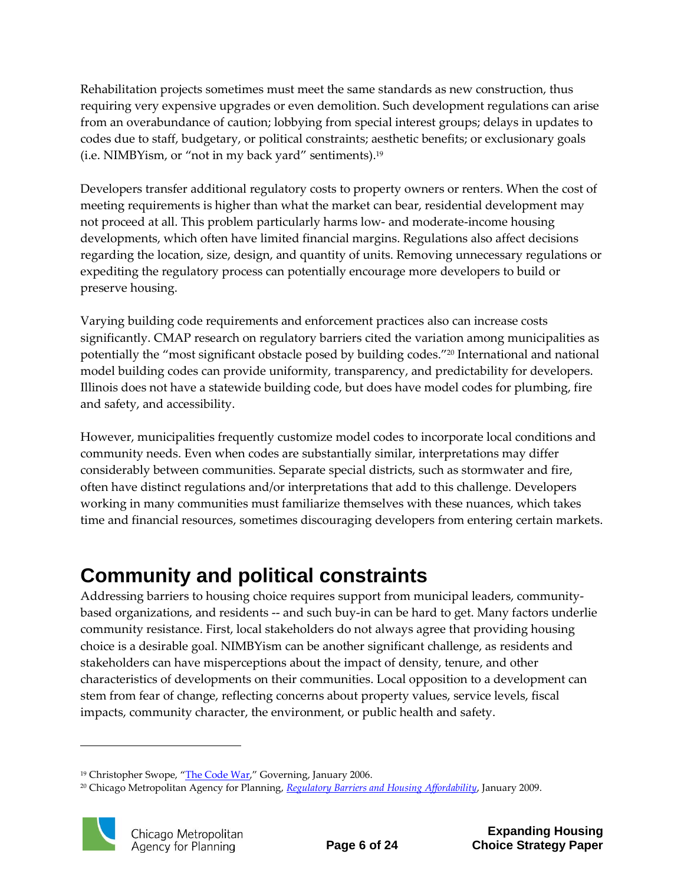Rehabilitation projects sometimes must meet the same standards as new construction, thus requiring very expensive upgrades or even demolition. Such development regulations can arise from an overabundance of caution; lobbying from special interest groups; delays in updates to codes due to staff, budgetary, or political constraints; aesthetic benefits; or exclusionary goals (i.e. NIMBYism, or "not in my back yard" sentiments).[19]

Developers transfer additional regulatory costs to property owners or renters. When the cost of meeting requirements is higher than what the market can bear, residential development may not proceed at all. This problem particularly harms low- and moderate-income housing developments, which often have limited financial margins. Regulations also affect decisions regarding the location, size, design, and quantity of units. Removing unnecessary regulations or expediting the regulatory process can potentially encourage more developers to build or preserve housing.

Varying building code requirements and enforcement practices also can increase costs significantly. CMAP research on regulatory barriers cited the variation among municipalities as potentially the "most significant obstacle posed by building codes."[20] International and national model building codes can provide uniformity, transparency, and predictability for developers. Illinois does not have a statewide building code, but does have model codes for plumbing, fire and safety, and accessibility.

However, municipalities frequently customize model codes to incorporate local conditions and community needs. Even when codes are substantially similar, interpretations may differ considerably between communities. Separate special districts, such as stormwater and fire, often have distinct regulations and/or interpretations that add to this challenge. Developers working in many communities must familiarize themselves with these nuances, which takes time and financial resources, sometimes discouraging developers from entering certain markets.

# Community and political constraints

Addressing barriers to housing choice requires support from municipal leaders, community-based organizations, and residents -- and such buy-in can be hard to get. Many factors underlie community resistance. First, local stakeholders do not always agree that providing housing choice is a desirable goal. NIMBYism can be another significant challenge, as residents and stakeholders can have misperceptions about the impact of density, tenure, and other characteristics of developments on their communities. Local opposition to a development can stem from fear of change, reflecting concerns about property values, service levels, fiscal impacts, community character, the environment, or public health and safety.

---

[19] Christopher Swope, "The Code War," Governing, January 2006.

[20] Chicago Metropolitan Agency for Planning, *Regulatory Barriers and Housing Affordability*, January 2009.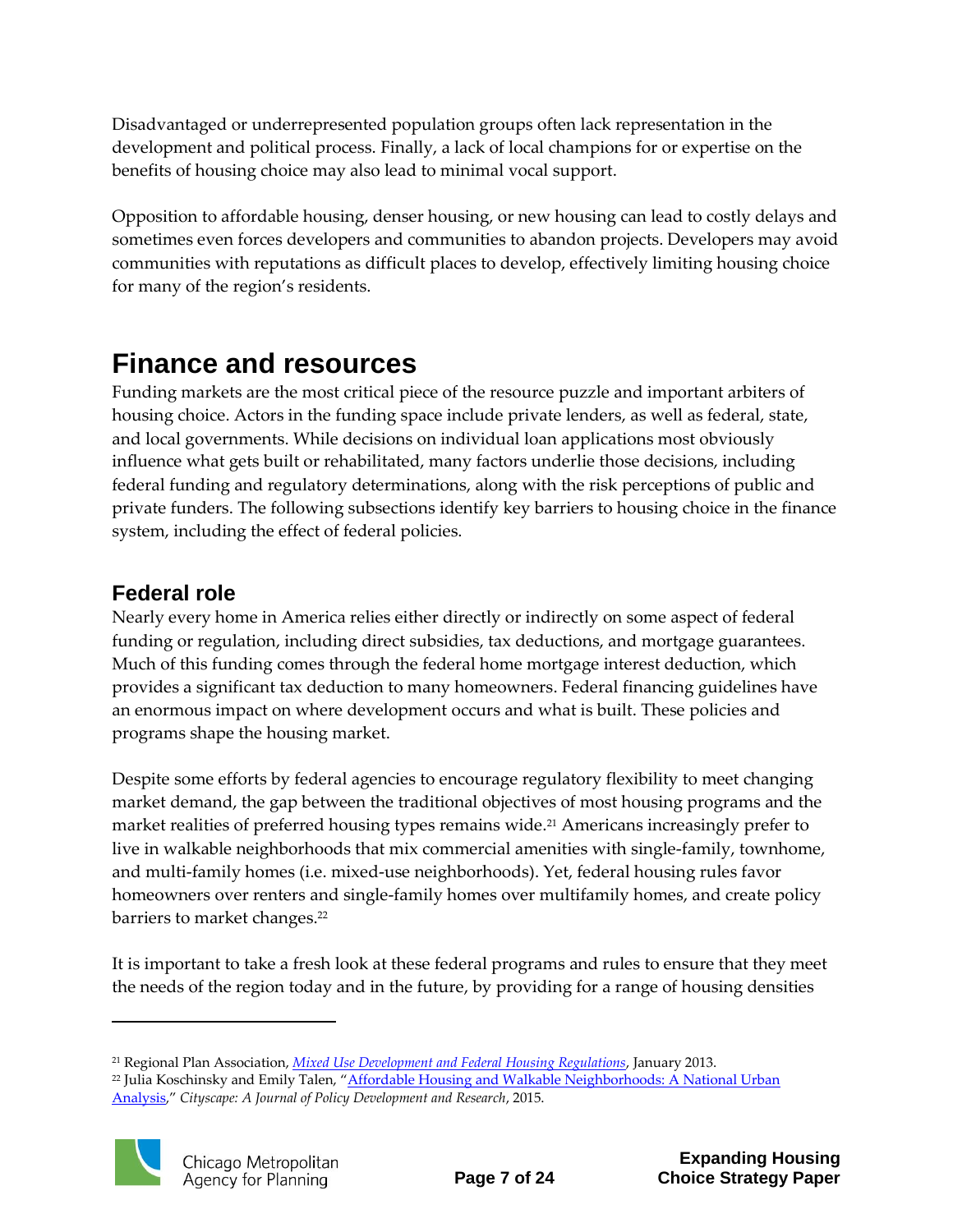Disadvantaged or underrepresented population groups often lack representation in the development and political process. Finally, a lack of local champions for or expertise on the benefits of housing choice may also lead to minimal vocal support.

Opposition to affordable housing, denser housing, or new housing can lead to costly delays and sometimes even forces developers and communities to abandon projects. Developers may avoid communities with reputations as difficult places to develop, effectively limiting housing choice for many of the region's residents.

# Finance and resources

Funding markets are the most critical piece of the resource puzzle and important arbiters of housing choice. Actors in the funding space include private lenders, as well as federal, state, and local governments. While decisions on individual loan applications most obviously influence what gets built or rehabilitated, many factors underlie those decisions, including federal funding and regulatory determinations, along with the risk perceptions of public and private funders. The following subsections identify key barriers to housing choice in the finance system, including the effect of federal policies.

## Federal role

Nearly every home in America relies either directly or indirectly on some aspect of federal funding or regulation, including direct subsidies, tax deductions, and mortgage guarantees. Much of this funding comes through the federal home mortgage interest deduction, which provides a significant tax deduction to many homeowners. Federal financing guidelines have an enormous impact on where development occurs and what is built. These policies and programs shape the housing market.

Despite some efforts by federal agencies to encourage regulatory flexibility to meet changing market demand, the gap between the traditional objectives of most housing programs and the market realities of preferred housing types remains wide.[21] Americans increasingly prefer to live in walkable neighborhoods that mix commercial amenities with single-family, townhome, and multi-family homes (i.e. mixed-use neighborhoods). Yet, federal housing rules favor homeowners over renters and single-family homes over multifamily homes, and create policy barriers to market changes.[22]

It is important to take a fresh look at these federal programs and rules to ensure that they meet the needs of the region today and in the future, by providing for a range of housing densities

---

[21] Regional Plan Association, *Mixed Use Development and Federal Housing Regulations*, January 2013.

[22] Julia Koschinsky and Emily Talen, "Affordable Housing and Walkable Neighborhoods: A National Urban Analysis," *Cityscape: A Journal of Policy Development and Research*, 2015.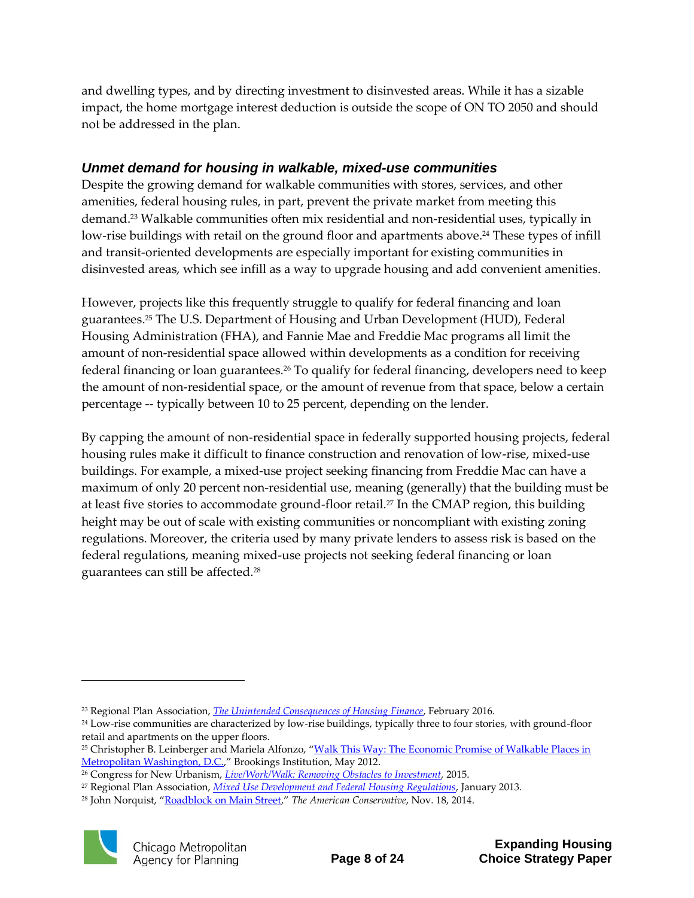and dwelling types, and by directing investment to disinvested areas. While it has a sizable impact, the home mortgage interest deduction is outside the scope of ON TO 2050 and should not be addressed in the plan.

### *Unmet demand for housing in walkable, mixed-use communities*

Despite the growing demand for walkable communities with stores, services, and other amenities, federal housing rules, in part, prevent the private market from meeting this demand.[23] Walkable communities often mix residential and non-residential uses, typically in low-rise buildings with retail on the ground floor and apartments above.[24] These types of infill and transit-oriented developments are especially important for existing communities in disinvested areas, which see infill as a way to upgrade housing and add convenient amenities.

However, projects like this frequently struggle to qualify for federal financing and loan guarantees.[25] The U.S. Department of Housing and Urban Development (HUD), Federal Housing Administration (FHA), and Fannie Mae and Freddie Mac programs all limit the amount of non-residential space allowed within developments as a condition for receiving federal financing or loan guarantees.[26] To qualify for federal financing, developers need to keep the amount of non-residential space, or the amount of revenue from that space, below a certain percentage -- typically between 10 to 25 percent, depending on the lender.

By capping the amount of non-residential space in federally supported housing projects, federal housing rules make it difficult to finance construction and renovation of low-rise, mixed-use buildings. For example, a mixed-use project seeking financing from Freddie Mac can have a maximum of only 20 percent non-residential use, meaning (generally) that the building must be at least five stories to accommodate ground-floor retail.[27] In the CMAP region, this building height may be out of scale with existing communities or noncompliant with existing zoning regulations. Moreover, the criteria used by many private lenders to assess risk is based on the federal regulations, meaning mixed-use projects not seeking federal financing or loan guarantees can still be affected.[28]

---

[23] Regional Plan Association, *The Unintended Consequences of Housing Finance*, February 2016.

[24] Low-rise communities are characterized by low-rise buildings, typically three to four stories, with ground-floor retail and apartments on the upper floors.

[25] Christopher B. Leinberger and Mariela Alfonzo, "Walk This Way: The Economic Promise of Walkable Places in Metropolitan Washington, D.C.," Brookings Institution, May 2012.

[26] Congress for New Urbanism, *Live/Work/Walk: Removing Obstacles to Investment*, 2015.

[27] Regional Plan Association, *Mixed Use Development and Federal Housing Regulations*, January 2013.

[28] John Norquist, "Roadblock on Main Street," *The American Conservative*, Nov. 18, 2014.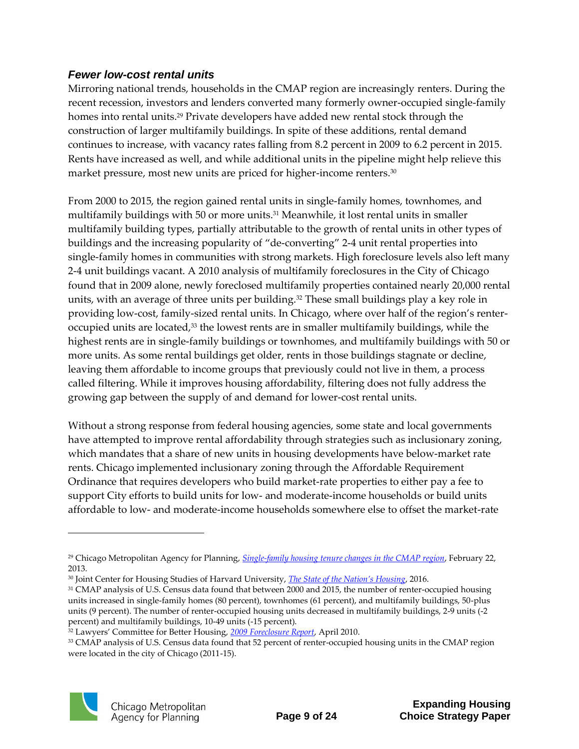### *Fewer low-cost rental units*

Mirroring national trends, households in the CMAP region are increasingly renters. During the recent recession, investors and lenders converted many formerly owner-occupied single-family homes into rental units.[29] Private developers have added new rental stock through the construction of larger multifamily buildings. In spite of these additions, rental demand continues to increase, with vacancy rates falling from 8.2 percent in 2009 to 6.2 percent in 2015. Rents have increased as well, and while additional units in the pipeline might help relieve this market pressure, most new units are priced for higher-income renters.[30]

From 2000 to 2015, the region gained rental units in single-family homes, townhomes, and multifamily buildings with 50 or more units.[31] Meanwhile, it lost rental units in smaller multifamily building types, partially attributable to the growth of rental units in other types of buildings and the increasing popularity of "de-converting" 2-4 unit rental properties into single-family homes in communities with strong markets. High foreclosure levels also left many 2-4 unit buildings vacant. A 2010 analysis of multifamily foreclosures in the City of Chicago found that in 2009 alone, newly foreclosed multifamily properties contained nearly 20,000 rental units, with an average of three units per building.[32] These small buildings play a key role in providing low-cost, family-sized rental units. In Chicago, where over half of the region's renter-occupied units are located,[33] the lowest rents are in smaller multifamily buildings, while the highest rents are in single-family buildings or townhomes, and multifamily buildings with 50 or more units. As some rental buildings get older, rents in those buildings stagnate or decline, leaving them affordable to income groups that previously could not live in them, a process called filtering. While it improves housing affordability, filtering does not fully address the growing gap between the supply of and demand for lower-cost rental units.

Without a strong response from federal housing agencies, some state and local governments have attempted to improve rental affordability through strategies such as inclusionary zoning, which mandates that a share of new units in housing developments have below-market rate rents. Chicago implemented inclusionary zoning through the Affordable Requirement Ordinance that requires developers who build market-rate properties to either pay a fee to support City efforts to build units for low- and moderate-income households or build units affordable to low- and moderate-income households somewhere else to offset the market-rate

---

[29] Chicago Metropolitan Agency for Planning, *Single-family housing tenure changes in the CMAP region*, February 22, 2013.

[30] Joint Center for Housing Studies of Harvard University, *The State of the Nation's Housing*, 2016.

[31] CMAP analysis of U.S. Census data found that between 2000 and 2015, the number of renter-occupied housing units increased in single-family homes (80 percent), townhomes (61 percent), and multifamily buildings, 50-plus units (9 percent). The number of renter-occupied housing units decreased in multifamily buildings, 2-9 units (-2 percent) and multifamily buildings, 10-49 units (-15 percent).

[32] Lawyers' Committee for Better Housing, *2009 Foreclosure Report*, April 2010.

[33] CMAP analysis of U.S. Census data found that 52 percent of renter-occupied housing units in the CMAP region were located in the city of Chicago (2011-15).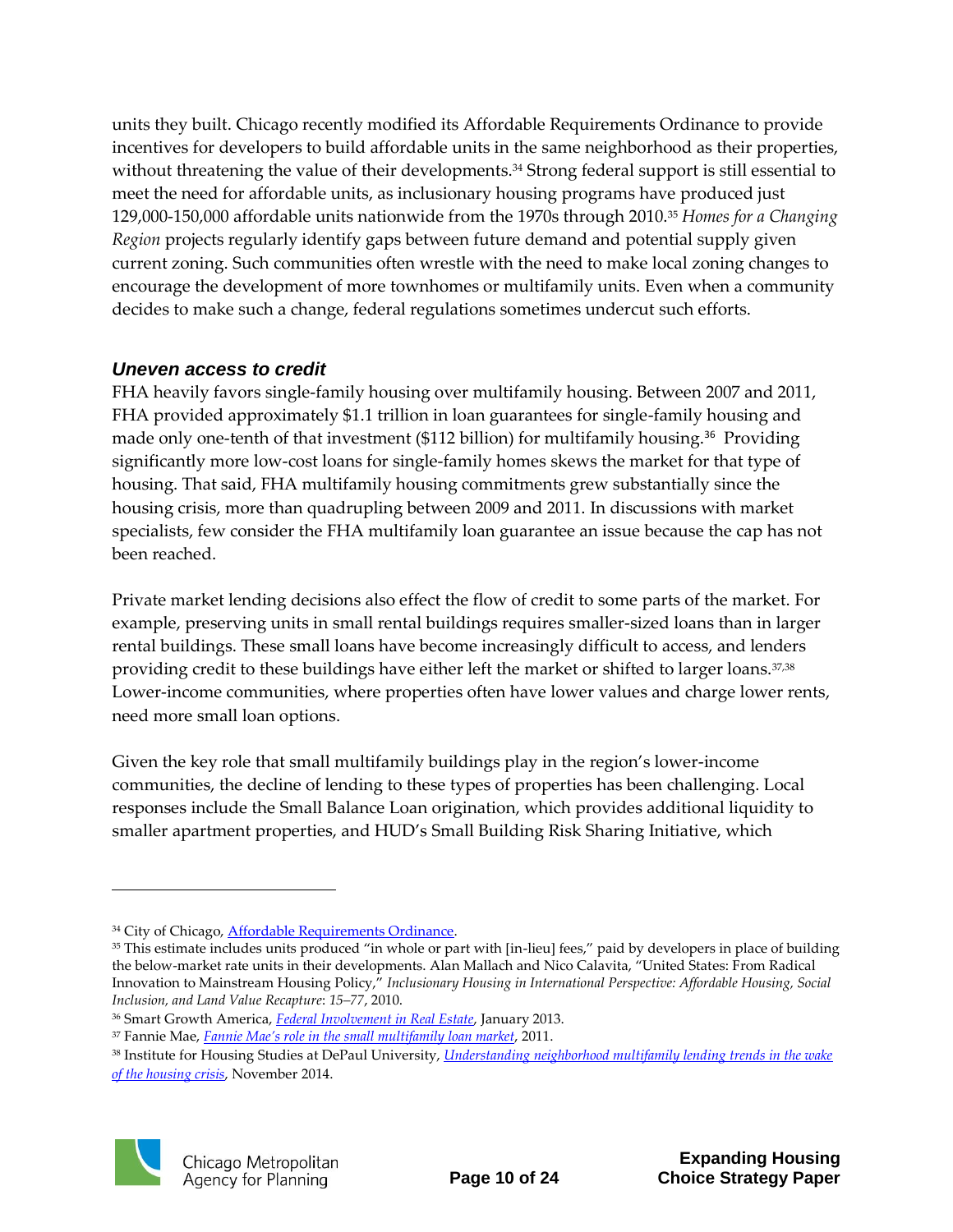units they built. Chicago recently modified its Affordable Requirements Ordinance to provide incentives for developers to build affordable units in the same neighborhood as their properties, without threatening the value of their developments.[34] Strong federal support is still essential to meet the need for affordable units, as inclusionary housing programs have produced just 129,000-150,000 affordable units nationwide from the 1970s through 2010.[35] *Homes for a Changing Region* projects regularly identify gaps between future demand and potential supply given current zoning. Such communities often wrestle with the need to make local zoning changes to encourage the development of more townhomes or multifamily units. Even when a community decides to make such a change, federal regulations sometimes undercut such efforts.

### *Uneven access to credit*

FHA heavily favors single-family housing over multifamily housing. Between 2007 and 2011, FHA provided approximately $1.1 trillion in loan guarantees for single-family housing and made only one-tenth of that investment ($112 billion) for multifamily housing.[36] Providing significantly more low-cost loans for single-family homes skews the market for that type of housing. That said, FHA multifamily housing commitments grew substantially since the housing crisis, more than quadrupling between 2009 and 2011. In discussions with market specialists, few consider the FHA multifamily loan guarantee an issue because the cap has not been reached.

Private market lending decisions also effect the flow of credit to some parts of the market. For example, preserving units in small rental buildings requires smaller-sized loans than in larger rental buildings. These small loans have become increasingly difficult to access, and lenders providing credit to these buildings have either left the market or shifted to larger loans.[37,38] Lower-income communities, where properties often have lower values and charge lower rents, need more small loan options.

Given the key role that small multifamily buildings play in the region's lower-income communities, the decline of lending to these types of properties has been challenging. Local responses include the Small Balance Loan origination, which provides additional liquidity to smaller apartment properties, and HUD's Small Building Risk Sharing Initiative, which

---

[34] City of Chicago, Affordable Requirements Ordinance.

[35] This estimate includes units produced "in whole or part with [in-lieu] fees," paid by developers in place of building the below-market rate units in their developments. Alan Mallach and Nico Calavita, "United States: From Radical Innovation to Mainstream Housing Policy," *Inclusionary Housing in International Perspective: Affordable Housing, Social Inclusion, and Land Value Recapture*: *15–77*, 2010.

[36] Smart Growth America, *Federal Involvement in Real Estate*, January 2013.

[37] Fannie Mae, *Fannie Mae's role in the small multifamily loan market*, 2011.

[38] Institute for Housing Studies at DePaul University, *Understanding neighborhood multifamily lending trends in the wake of the housing crisis*, November 2014.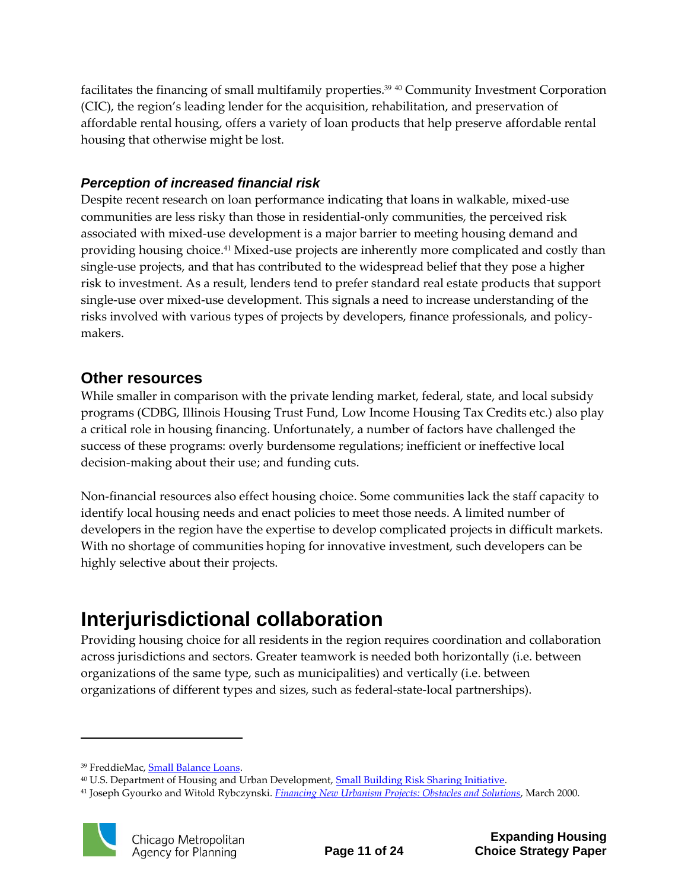facilitates the financing of small multifamily properties.[39] [40] Community Investment Corporation (CIC), the region's leading lender for the acquisition, rehabilitation, and preservation of affordable rental housing, offers a variety of loan products that help preserve affordable rental housing that otherwise might be lost.

### *Perception of increased financial risk*

Despite recent research on loan performance indicating that loans in walkable, mixed-use communities are less risky than those in residential-only communities, the perceived risk associated with mixed-use development is a major barrier to meeting housing demand and providing housing choice.[41] Mixed-use projects are inherently more complicated and costly than single-use projects, and that has contributed to the widespread belief that they pose a higher risk to investment. As a result, lenders tend to prefer standard real estate products that support single-use over mixed-use development. This signals a need to increase understanding of the risks involved with various types of projects by developers, finance professionals, and policy-makers.

## Other resources

While smaller in comparison with the private lending market, federal, state, and local subsidy programs (CDBG, Illinois Housing Trust Fund, Low Income Housing Tax Credits etc.) also play a critical role in housing financing. Unfortunately, a number of factors have challenged the success of these programs: overly burdensome regulations; inefficient or ineffective local decision-making about their use; and funding cuts.

Non-financial resources also effect housing choice. Some communities lack the staff capacity to identify local housing needs and enact policies to meet those needs. A limited number of developers in the region have the expertise to develop complicated projects in difficult markets. With no shortage of communities hoping for innovative investment, such developers can be highly selective about their projects.

# Interjurisdictional collaboration

Providing housing choice for all residents in the region requires coordination and collaboration across jurisdictions and sectors. Greater teamwork is needed both horizontally (i.e. between organizations of the same type, such as municipalities) and vertically (i.e. between organizations of different types and sizes, such as federal-state-local partnerships).

---

[39] FreddieMac, Small Balance Loans.

[40] U.S. Department of Housing and Urban Development, Small Building Risk Sharing Initiative.

[41] Joseph Gyourko and Witold Rybczynski. *Financing New Urbanism Projects: Obstacles and Solutions*, March 2000.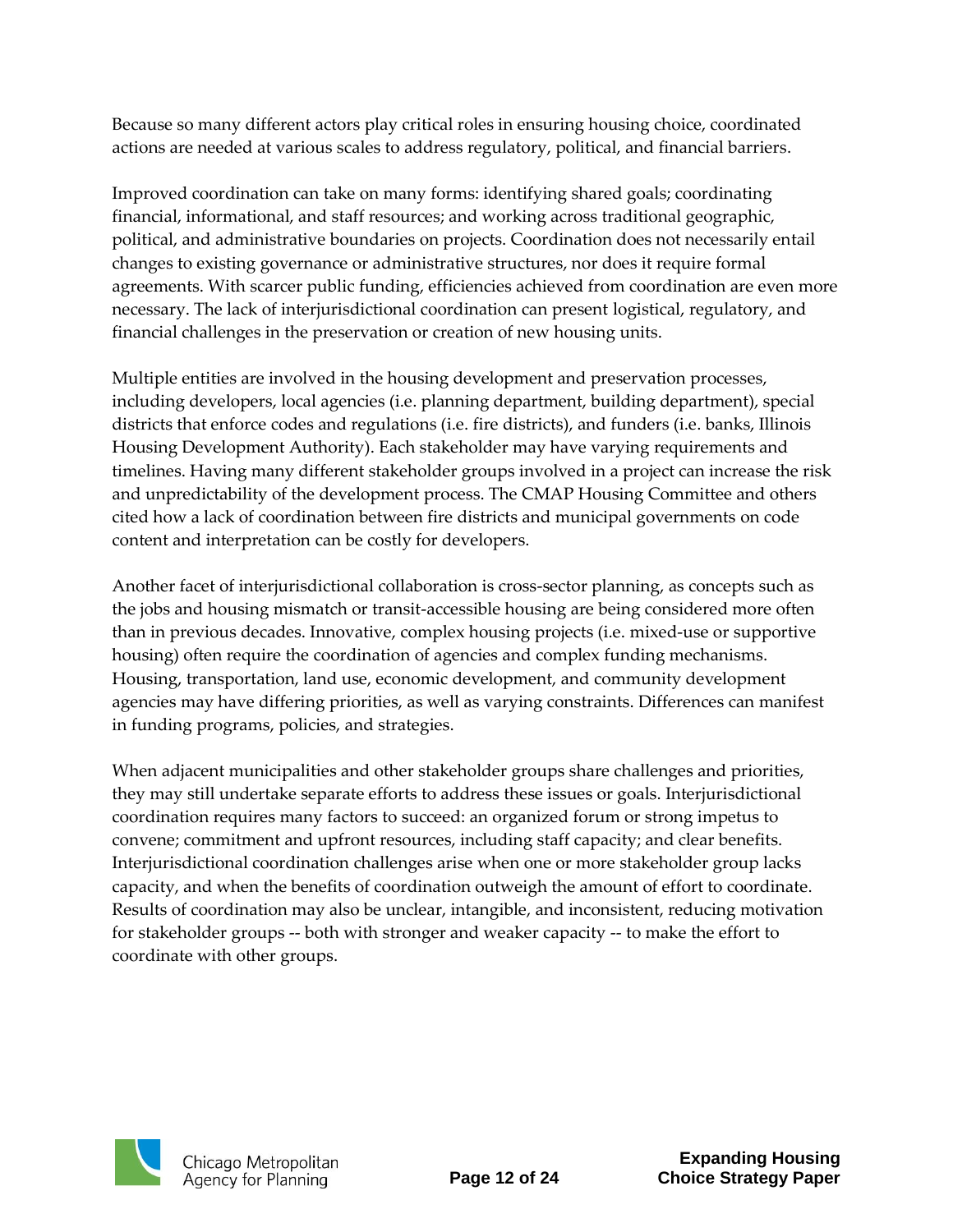Because so many different actors play critical roles in ensuring housing choice, coordinated actions are needed at various scales to address regulatory, political, and financial barriers.

Improved coordination can take on many forms: identifying shared goals; coordinating financial, informational, and staff resources; and working across traditional geographic, political, and administrative boundaries on projects. Coordination does not necessarily entail changes to existing governance or administrative structures, nor does it require formal agreements. With scarcer public funding, efficiencies achieved from coordination are even more necessary. The lack of interjurisdictional coordination can present logistical, regulatory, and financial challenges in the preservation or creation of new housing units.

Multiple entities are involved in the housing development and preservation processes, including developers, local agencies (i.e. planning department, building department), special districts that enforce codes and regulations (i.e. fire districts), and funders (i.e. banks, Illinois Housing Development Authority). Each stakeholder may have varying requirements and timelines. Having many different stakeholder groups involved in a project can increase the risk and unpredictability of the development process. The CMAP Housing Committee and others cited how a lack of coordination between fire districts and municipal governments on code content and interpretation can be costly for developers.

Another facet of interjurisdictional collaboration is cross-sector planning, as concepts such as the jobs and housing mismatch or transit-accessible housing are being considered more often than in previous decades. Innovative, complex housing projects (i.e. mixed-use or supportive housing) often require the coordination of agencies and complex funding mechanisms. Housing, transportation, land use, economic development, and community development agencies may have differing priorities, as well as varying constraints. Differences can manifest in funding programs, policies, and strategies.

When adjacent municipalities and other stakeholder groups share challenges and priorities, they may still undertake separate efforts to address these issues or goals. Interjurisdictional coordination requires many factors to succeed: an organized forum or strong impetus to convene; commitment and upfront resources, including staff capacity; and clear benefits. Interjurisdictional coordination challenges arise when one or more stakeholder group lacks capacity, and when the benefits of coordination outweigh the amount of effort to coordinate. Results of coordination may also be unclear, intangible, and inconsistent, reducing motivation for stakeholder groups -- both with stronger and weaker capacity -- to make the effort to coordinate with other groups.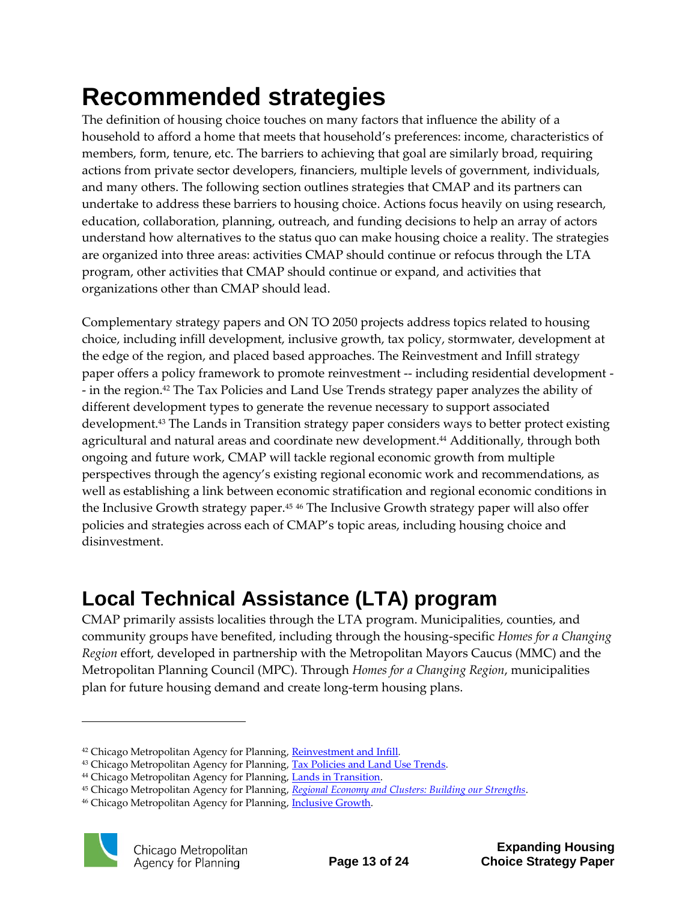# Recommended strategies

The definition of housing choice touches on many factors that influence the ability of a household to afford a home that meets that household's preferences: income, characteristics of members, form, tenure, etc. The barriers to achieving that goal are similarly broad, requiring actions from private sector developers, financiers, multiple levels of government, individuals, and many others. The following section outlines strategies that CMAP and its partners can undertake to address these barriers to housing choice. Actions focus heavily on using research, education, collaboration, planning, outreach, and funding decisions to help an array of actors understand how alternatives to the status quo can make housing choice a reality. The strategies are organized into three areas: activities CMAP should continue or refocus through the LTA program, other activities that CMAP should continue or expand, and activities that organizations other than CMAP should lead.

Complementary strategy papers and ON TO 2050 projects address topics related to housing choice, including infill development, inclusive growth, tax policy, stormwater, development at the edge of the region, and placed based approaches. The Reinvestment and Infill strategy paper offers a policy framework to promote reinvestment -- including residential development -- in the region.[42] The Tax Policies and Land Use Trends strategy paper analyzes the ability of different development types to generate the revenue necessary to support associated development.[43] The Lands in Transition strategy paper considers ways to better protect existing agricultural and natural areas and coordinate new development.[44] Additionally, through both ongoing and future work, CMAP will tackle regional economic growth from multiple perspectives through the agency's existing regional economic work and recommendations, as well as establishing a link between economic stratification and regional economic conditions in the Inclusive Growth strategy paper.[45] [46] The Inclusive Growth strategy paper will also offer policies and strategies across each of CMAP's topic areas, including housing choice and disinvestment.

## Local Technical Assistance (LTA) program

CMAP primarily assists localities through the LTA program. Municipalities, counties, and community groups have benefited, including through the housing-specific *Homes for a Changing Region* effort, developed in partnership with the Metropolitan Mayors Caucus (MMC) and the Metropolitan Planning Council (MPC). Through *Homes for a Changing Region*, municipalities plan for future housing demand and create long-term housing plans.

---

[42] Chicago Metropolitan Agency for Planning, Reinvestment and Infill.
[43] Chicago Metropolitan Agency for Planning, Tax Policies and Land Use Trends.
[44] Chicago Metropolitan Agency for Planning, Lands in Transition.
[45] Chicago Metropolitan Agency for Planning, *Regional Economy and Clusters: Building our Strengths*.
[46] Chicago Metropolitan Agency for Planning, Inclusive Growth.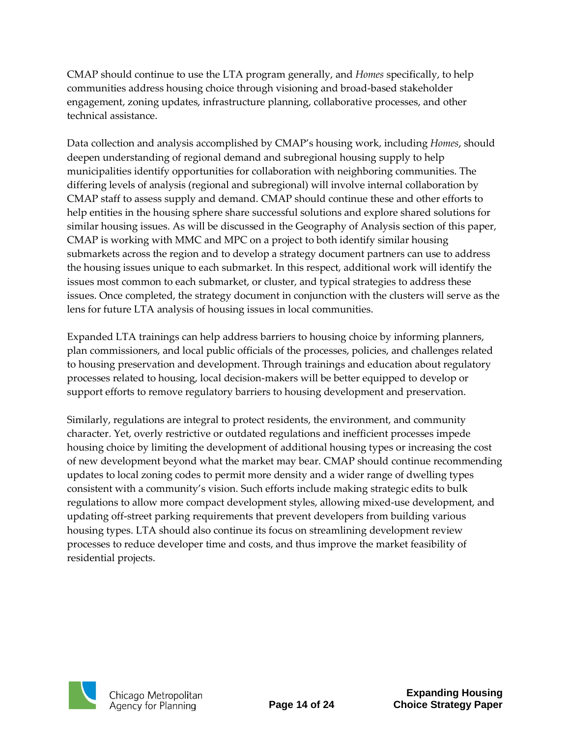CMAP should continue to use the LTA program generally, and *Homes* specifically, to help communities address housing choice through visioning and broad-based stakeholder engagement, zoning updates, infrastructure planning, collaborative processes, and other technical assistance.

Data collection and analysis accomplished by CMAP's housing work, including *Homes*, should deepen understanding of regional demand and subregional housing supply to help municipalities identify opportunities for collaboration with neighboring communities. The differing levels of analysis (regional and subregional) will involve internal collaboration by CMAP staff to assess supply and demand. CMAP should continue these and other efforts to help entities in the housing sphere share successful solutions and explore shared solutions for similar housing issues. As will be discussed in the Geography of Analysis section of this paper, CMAP is working with MMC and MPC on a project to both identify similar housing submarkets across the region and to develop a strategy document partners can use to address the housing issues unique to each submarket. In this respect, additional work will identify the issues most common to each submarket, or cluster, and typical strategies to address these issues. Once completed, the strategy document in conjunction with the clusters will serve as the lens for future LTA analysis of housing issues in local communities.

Expanded LTA trainings can help address barriers to housing choice by informing planners, plan commissioners, and local public officials of the processes, policies, and challenges related to housing preservation and development. Through trainings and education about regulatory processes related to housing, local decision-makers will be better equipped to develop or support efforts to remove regulatory barriers to housing development and preservation.

Similarly, regulations are integral to protect residents, the environment, and community character. Yet, overly restrictive or outdated regulations and inefficient processes impede housing choice by limiting the development of additional housing types or increasing the cost of new development beyond what the market may bear. CMAP should continue recommending updates to local zoning codes to permit more density and a wider range of dwelling types consistent with a community's vision. Such efforts include making strategic edits to bulk regulations to allow more compact development styles, allowing mixed-use development, and updating off-street parking requirements that prevent developers from building various housing types. LTA should also continue its focus on streamlining development review processes to reduce developer time and costs, and thus improve the market feasibility of residential projects.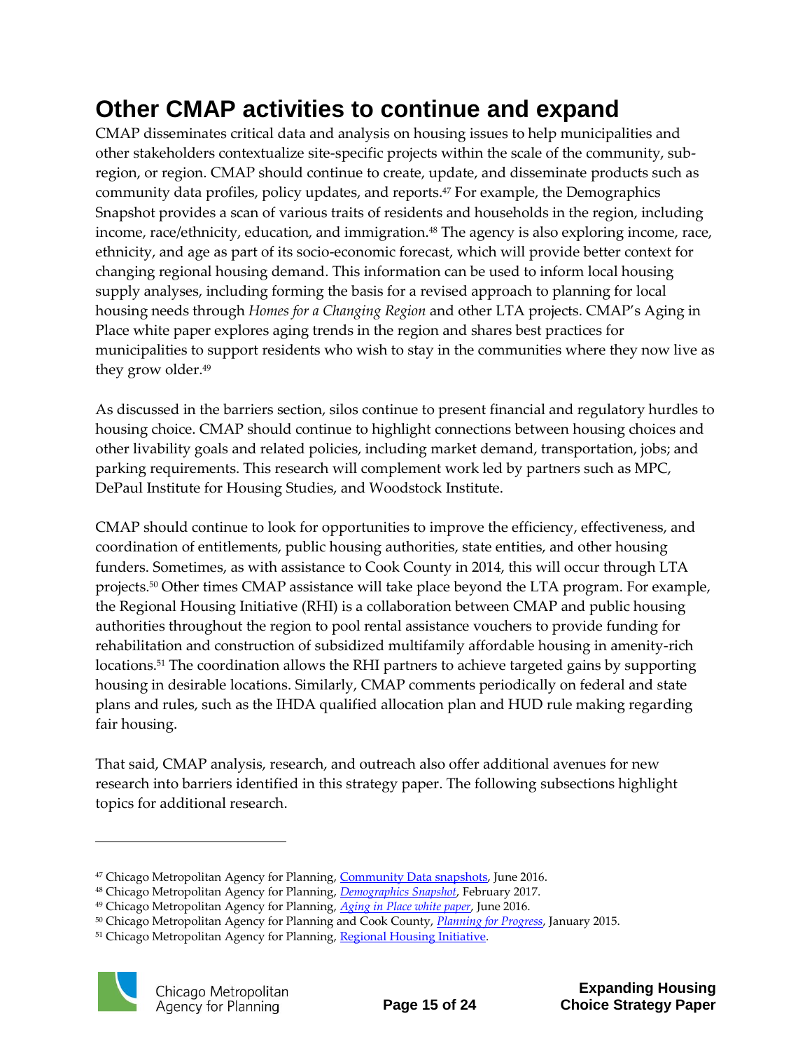## Other CMAP activities to continue and expand

CMAP disseminates critical data and analysis on housing issues to help municipalities and other stakeholders contextualize site-specific projects within the scale of the community, sub-region, or region. CMAP should continue to create, update, and disseminate products such as community data profiles, policy updates, and reports.[47] For example, the Demographics Snapshot provides a scan of various traits of residents and households in the region, including income, race/ethnicity, education, and immigration.[48] The agency is also exploring income, race, ethnicity, and age as part of its socio-economic forecast, which will provide better context for changing regional housing demand. This information can be used to inform local housing supply analyses, including forming the basis for a revised approach to planning for local housing needs through *Homes for a Changing Region* and other LTA projects. CMAP's Aging in Place white paper explores aging trends in the region and shares best practices for municipalities to support residents who wish to stay in the communities where they now live as they grow older.[49]

As discussed in the barriers section, silos continue to present financial and regulatory hurdles to housing choice. CMAP should continue to highlight connections between housing choices and other livability goals and related policies, including market demand, transportation, jobs; and parking requirements. This research will complement work led by partners such as MPC, DePaul Institute for Housing Studies, and Woodstock Institute.

CMAP should continue to look for opportunities to improve the efficiency, effectiveness, and coordination of entitlements, public housing authorities, state entities, and other housing funders. Sometimes, as with assistance to Cook County in 2014, this will occur through LTA projects.[50] Other times CMAP assistance will take place beyond the LTA program. For example, the Regional Housing Initiative (RHI) is a collaboration between CMAP and public housing authorities throughout the region to pool rental assistance vouchers to provide funding for rehabilitation and construction of subsidized multifamily affordable housing in amenity-rich locations.[51] The coordination allows the RHI partners to achieve targeted gains by supporting housing in desirable locations. Similarly, CMAP comments periodically on federal and state plans and rules, such as the IHDA qualified allocation plan and HUD rule making regarding fair housing.

That said, CMAP analysis, research, and outreach also offer additional avenues for new research into barriers identified in this strategy paper. The following subsections highlight topics for additional research.

---

[47] Chicago Metropolitan Agency for Planning, Community Data snapshots, June 2016.
[48] Chicago Metropolitan Agency for Planning, *Demographics Snapshot*, February 2017.
[49] Chicago Metropolitan Agency for Planning, *Aging in Place white paper*, June 2016.
[50] Chicago Metropolitan Agency for Planning and Cook County, *Planning for Progress*, January 2015.
[51] Chicago Metropolitan Agency for Planning, Regional Housing Initiative.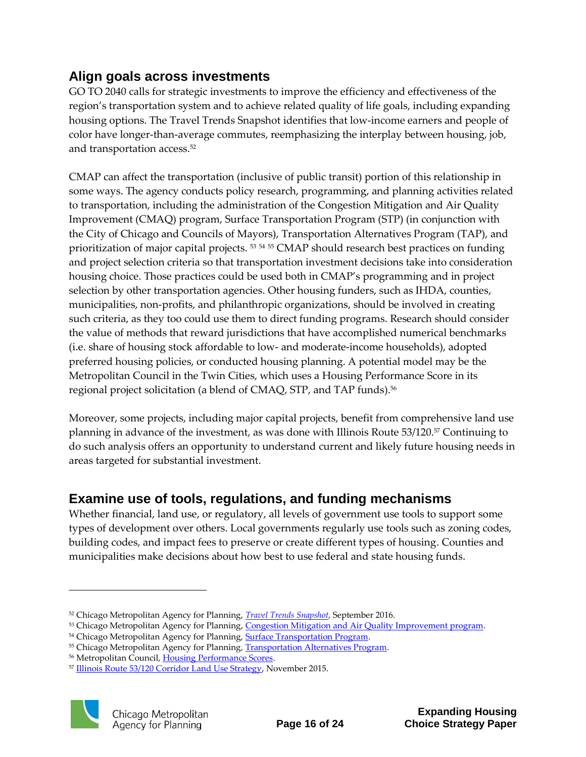## Align goals across investments

GO TO 2040 calls for strategic investments to improve the efficiency and effectiveness of the region's transportation system and to achieve related quality of life goals, including expanding housing options. The Travel Trends Snapshot identifies that low-income earners and people of color have longer-than-average commutes, reemphasizing the interplay between housing, job, and transportation access.[52]

CMAP can affect the transportation (inclusive of public transit) portion of this relationship in some ways. The agency conducts policy research, programming, and planning activities related to transportation, including the administration of the Congestion Mitigation and Air Quality Improvement (CMAQ) program, Surface Transportation Program (STP) (in conjunction with the City of Chicago and Councils of Mayors), Transportation Alternatives Program (TAP), and prioritization of major capital projects. [53] [54] [55] CMAP should research best practices on funding and project selection criteria so that transportation investment decisions take into consideration housing choice. Those practices could be used both in CMAP's programming and in project selection by other transportation agencies. Other housing funders, such as IHDA, counties, municipalities, non-profits, and philanthropic organizations, should be involved in creating such criteria, as they too could use them to direct funding programs. Research should consider the value of methods that reward jurisdictions that have accomplished numerical benchmarks (i.e. share of housing stock affordable to low- and moderate-income households), adopted preferred housing policies, or conducted housing planning. A potential model may be the Metropolitan Council in the Twin Cities, which uses a Housing Performance Score in its regional project solicitation (a blend of CMAQ, STP, and TAP funds).[56]

Moreover, some projects, including major capital projects, benefit from comprehensive land use planning in advance of the investment, as was done with Illinois Route 53/120.[57] Continuing to do such analysis offers an opportunity to understand current and likely future housing needs in areas targeted for substantial investment.

## Examine use of tools, regulations, and funding mechanisms

Whether financial, land use, or regulatory, all levels of government use tools to support some types of development over others. Local governments regularly use tools such as zoning codes, building codes, and impact fees to preserve or create different types of housing. Counties and municipalities make decisions about how best to use federal and state housing funds.

---

[52] Chicago Metropolitan Agency for Planning, *Travel Trends Snapshot*, September 2016.
[53] Chicago Metropolitan Agency for Planning, Congestion Mitigation and Air Quality Improvement program.
[54] Chicago Metropolitan Agency for Planning, Surface Transportation Program.
[55] Chicago Metropolitan Agency for Planning, Transportation Alternatives Program.
[56] Metropolitan Council, Housing Performance Scores.
[57] Illinois Route 53/120 Corridor Land Use Strategy, November 2015.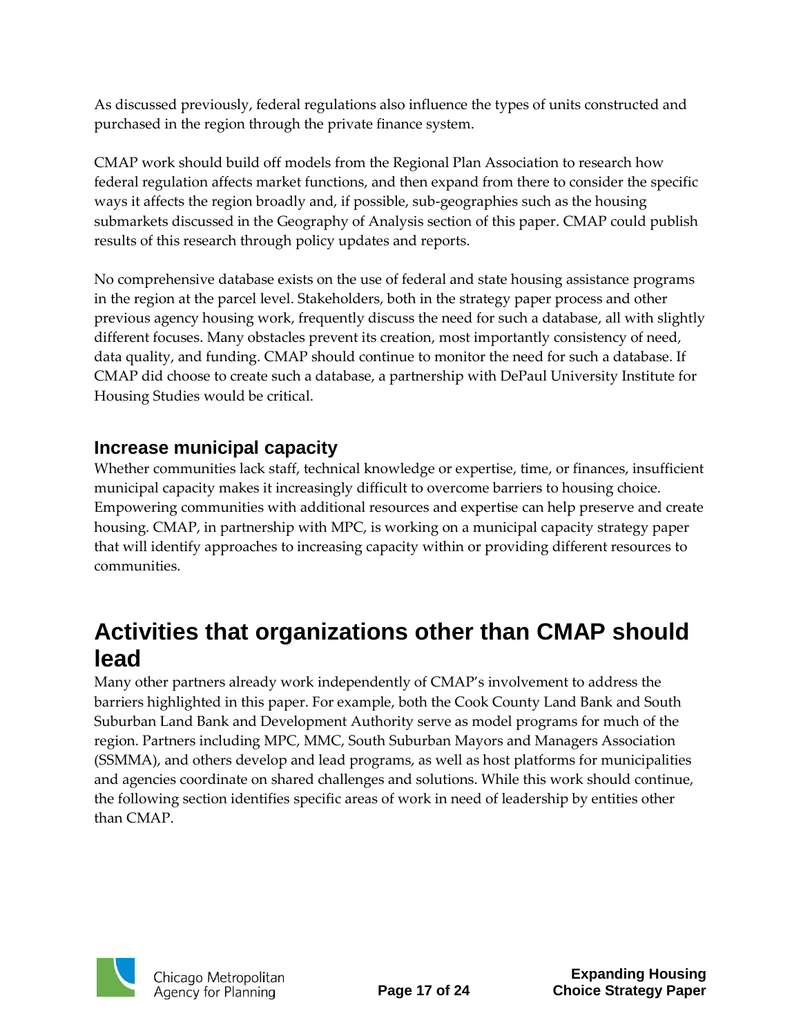As discussed previously, federal regulations also influence the types of units constructed and purchased in the region through the private finance system.

CMAP work should build off models from the Regional Plan Association to research how federal regulation affects market functions, and then expand from there to consider the specific ways it affects the region broadly and, if possible, sub-geographies such as the housing submarkets discussed in the Geography of Analysis section of this paper. CMAP could publish results of this research through policy updates and reports.

No comprehensive database exists on the use of federal and state housing assistance programs in the region at the parcel level. Stakeholders, both in the strategy paper process and other previous agency housing work, frequently discuss the need for such a database, all with slightly different focuses. Many obstacles prevent its creation, most importantly consistency of need, data quality, and funding. CMAP should continue to monitor the need for such a database. If CMAP did choose to create such a database, a partnership with DePaul University Institute for Housing Studies would be critical.

### Increase municipal capacity

Whether communities lack staff, technical knowledge or expertise, time, or finances, insufficient municipal capacity makes it increasingly difficult to overcome barriers to housing choice. Empowering communities with additional resources and expertise can help preserve and create housing. CMAP, in partnership with MPC, is working on a municipal capacity strategy paper that will identify approaches to increasing capacity within or providing different resources to communities.

## Activities that organizations other than CMAP should lead

Many other partners already work independently of CMAP's involvement to address the barriers highlighted in this paper. For example, both the Cook County Land Bank and South Suburban Land Bank and Development Authority serve as model programs for much of the region. Partners including MPC, MMC, South Suburban Mayors and Managers Association (SSMMA), and others develop and lead programs, as well as host platforms for municipalities and agencies coordinate on shared challenges and solutions. While this work should continue, the following section identifies specific areas of work in need of leadership by entities other than CMAP.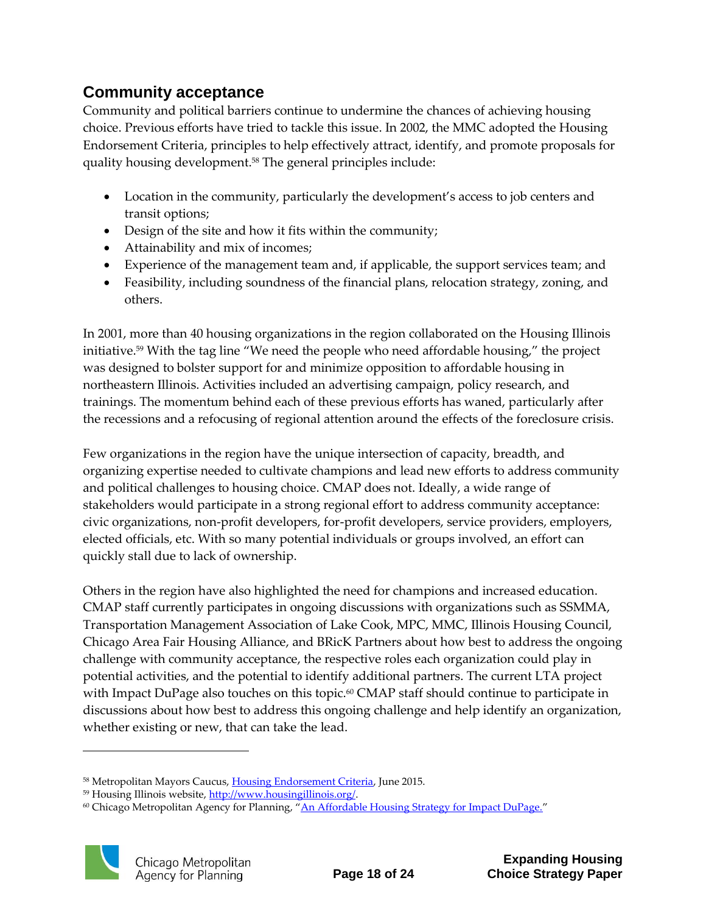## Community acceptance

Community and political barriers continue to undermine the chances of achieving housing choice. Previous efforts have tried to tackle this issue. In 2002, the MMC adopted the Housing Endorsement Criteria, principles to help effectively attract, identify, and promote proposals for quality housing development.[58] The general principles include:

- Location in the community, particularly the development's access to job centers and transit options;
- Design of the site and how it fits within the community;
- Attainability and mix of incomes;
- Experience of the management team and, if applicable, the support services team; and
- Feasibility, including soundness of the financial plans, relocation strategy, zoning, and others.

In 2001, more than 40 housing organizations in the region collaborated on the Housing Illinois initiative.[59] With the tag line "We need the people who need affordable housing," the project was designed to bolster support for and minimize opposition to affordable housing in northeastern Illinois. Activities included an advertising campaign, policy research, and trainings. The momentum behind each of these previous efforts has waned, particularly after the recessions and a refocusing of regional attention around the effects of the foreclosure crisis.

Few organizations in the region have the unique intersection of capacity, breadth, and organizing expertise needed to cultivate champions and lead new efforts to address community and political challenges to housing choice. CMAP does not. Ideally, a wide range of stakeholders would participate in a strong regional effort to address community acceptance: civic organizations, non-profit developers, for-profit developers, service providers, employers, elected officials, etc. With so many potential individuals or groups involved, an effort can quickly stall due to lack of ownership.

Others in the region have also highlighted the need for champions and increased education. CMAP staff currently participates in ongoing discussions with organizations such as SSMMA, Transportation Management Association of Lake Cook, MPC, MMC, Illinois Housing Council, Chicago Area Fair Housing Alliance, and BRicK Partners about how best to address the ongoing challenge with community acceptance, the respective roles each organization could play in potential activities, and the potential to identify additional partners. The current LTA project with Impact DuPage also touches on this topic.[60] CMAP staff should continue to participate in discussions about how best to address this ongoing challenge and help identify an organization, whether existing or new, that can take the lead.

---

[58] Metropolitan Mayors Caucus, Housing Endorsement Criteria, June 2015.

[59] Housing Illinois website, http://www.housingillinois.org/.

[60] Chicago Metropolitan Agency for Planning, "An Affordable Housing Strategy for Impact DuPage."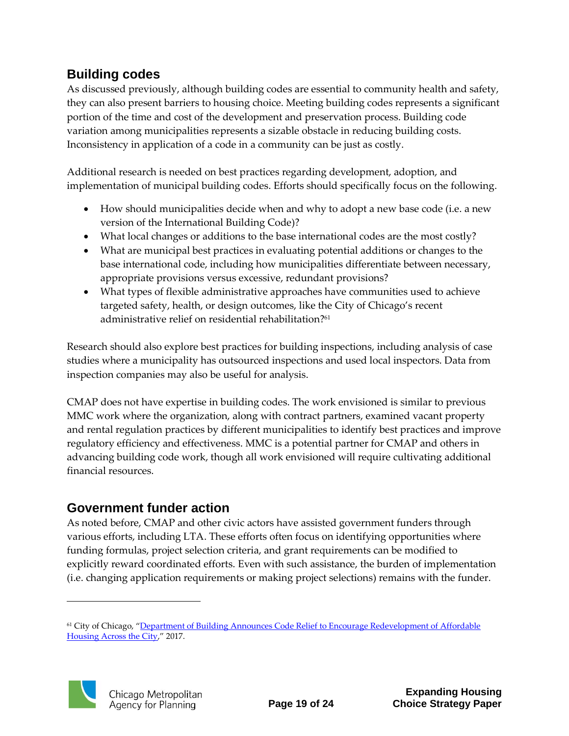## Building codes

As discussed previously, although building codes are essential to community health and safety, they can also present barriers to housing choice. Meeting building codes represents a significant portion of the time and cost of the development and preservation process. Building code variation among municipalities represents a sizable obstacle in reducing building costs. Inconsistency in application of a code in a community can be just as costly.

Additional research is needed on best practices regarding development, adoption, and implementation of municipal building codes. Efforts should specifically focus on the following.

- How should municipalities decide when and why to adopt a new base code (i.e. a new version of the International Building Code)?
- What local changes or additions to the base international codes are the most costly?
- What are municipal best practices in evaluating potential additions or changes to the base international code, including how municipalities differentiate between necessary, appropriate provisions versus excessive, redundant provisions?
- What types of flexible administrative approaches have communities used to achieve targeted safety, health, or design outcomes, like the City of Chicago's recent administrative relief on residential rehabilitation?[61]

Research should also explore best practices for building inspections, including analysis of case studies where a municipality has outsourced inspections and used local inspectors. Data from inspection companies may also be useful for analysis.

CMAP does not have expertise in building codes. The work envisioned is similar to previous MMC work where the organization, along with contract partners, examined vacant property and rental regulation practices by different municipalities to identify best practices and improve regulatory efficiency and effectiveness. MMC is a potential partner for CMAP and others in advancing building code work, though all work envisioned will require cultivating additional financial resources.

## Government funder action

As noted before, CMAP and other civic actors have assisted government funders through various efforts, including LTA. These efforts often focus on identifying opportunities where funding formulas, project selection criteria, and grant requirements can be modified to explicitly reward coordinated efforts. Even with such assistance, the burden of implementation (i.e. changing application requirements or making project selections) remains with the funder.

---

[61] City of Chicago, "Department of Building Announces Code Relief to Encourage Redevelopment of Affordable Housing Across the City," 2017.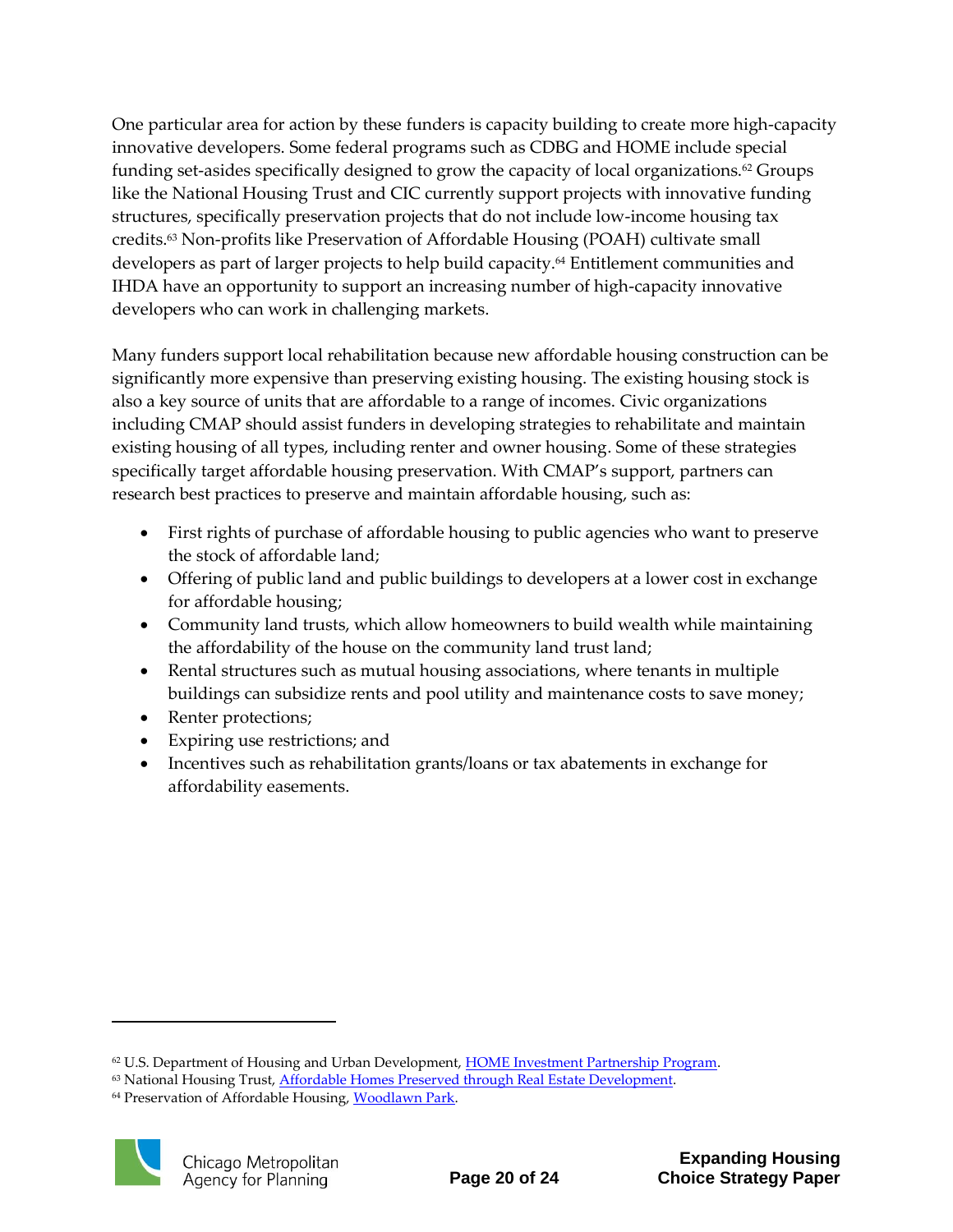One particular area for action by these funders is capacity building to create more high-capacity innovative developers. Some federal programs such as CDBG and HOME include special funding set-asides specifically designed to grow the capacity of local organizations.[62] Groups like the National Housing Trust and CIC currently support projects with innovative funding structures, specifically preservation projects that do not include low-income housing tax credits.[63] Non-profits like Preservation of Affordable Housing (POAH) cultivate small developers as part of larger projects to help build capacity.[64] Entitlement communities and IHDA have an opportunity to support an increasing number of high-capacity innovative developers who can work in challenging markets.

Many funders support local rehabilitation because new affordable housing construction can be significantly more expensive than preserving existing housing. The existing housing stock is also a key source of units that are affordable to a range of incomes. Civic organizations including CMAP should assist funders in developing strategies to rehabilitate and maintain existing housing of all types, including renter and owner housing. Some of these strategies specifically target affordable housing preservation. With CMAP's support, partners can research best practices to preserve and maintain affordable housing, such as:

- First rights of purchase of affordable housing to public agencies who want to preserve the stock of affordable land;
- Offering of public land and public buildings to developers at a lower cost in exchange for affordable housing;
- Community land trusts, which allow homeowners to build wealth while maintaining the affordability of the house on the community land trust land;
- Rental structures such as mutual housing associations, where tenants in multiple buildings can subsidize rents and pool utility and maintenance costs to save money;
- Renter protections;
- Expiring use restrictions; and
- Incentives such as rehabilitation grants/loans or tax abatements in exchange for affordability easements.

---

[62] U.S. Department of Housing and Urban Development, HOME Investment Partnership Program.

[63] National Housing Trust, Affordable Homes Preserved through Real Estate Development.

[64] Preservation of Affordable Housing, Woodlawn Park.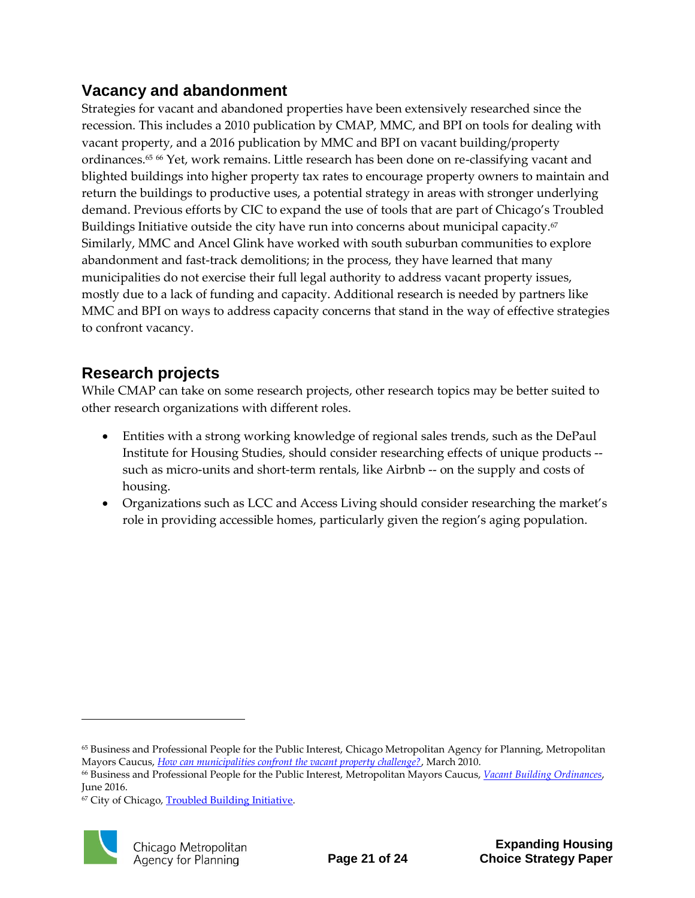## Vacancy and abandonment

Strategies for vacant and abandoned properties have been extensively researched since the recession. This includes a 2010 publication by CMAP, MMC, and BPI on tools for dealing with vacant property, and a 2016 publication by MMC and BPI on vacant building/property ordinances.[65] [66] Yet, work remains. Little research has been done on re-classifying vacant and blighted buildings into higher property tax rates to encourage property owners to maintain and return the buildings to productive uses, a potential strategy in areas with stronger underlying demand. Previous efforts by CIC to expand the use of tools that are part of Chicago's Troubled Buildings Initiative outside the city have run into concerns about municipal capacity.[67] Similarly, MMC and Ancel Glink have worked with south suburban communities to explore abandonment and fast-track demolitions; in the process, they have learned that many municipalities do not exercise their full legal authority to address vacant property issues, mostly due to a lack of funding and capacity. Additional research is needed by partners like MMC and BPI on ways to address capacity concerns that stand in the way of effective strategies to confront vacancy.

## Research projects

While CMAP can take on some research projects, other research topics may be better suited to other research organizations with different roles.

- Entities with a strong working knowledge of regional sales trends, such as the DePaul Institute for Housing Studies, should consider researching effects of unique products -- such as micro-units and short-term rentals, like Airbnb -- on the supply and costs of housing.
- Organizations such as LCC and Access Living should consider researching the market's role in providing accessible homes, particularly given the region's aging population.

---

[65] Business and Professional People for the Public Interest, Chicago Metropolitan Agency for Planning, Metropolitan Mayors Caucus, *How can municipalities confront the vacant property challenge?*, March 2010.

[66] Business and Professional People for the Public Interest, Metropolitan Mayors Caucus, *Vacant Building Ordinances*, June 2016.

[67] City of Chicago, Troubled Building Initiative.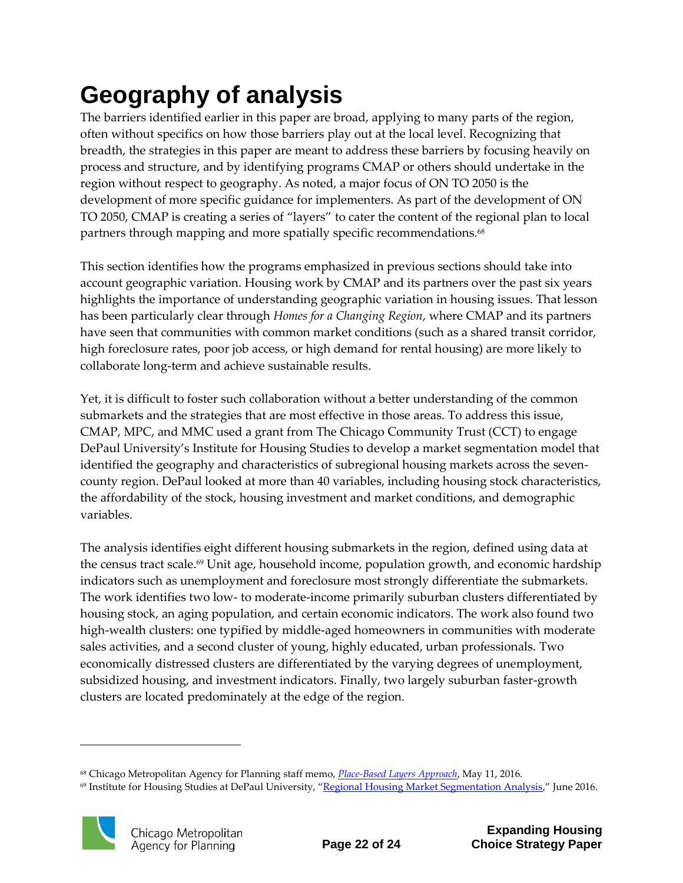# Geography of analysis

The barriers identified earlier in this paper are broad, applying to many parts of the region, often without specifics on how those barriers play out at the local level. Recognizing that breadth, the strategies in this paper are meant to address these barriers by focusing heavily on process and structure, and by identifying programs CMAP or others should undertake in the region without respect to geography. As noted, a major focus of ON TO 2050 is the development of more specific guidance for implementers. As part of the development of ON TO 2050, CMAP is creating a series of "layers" to cater the content of the regional plan to local partners through mapping and more spatially specific recommendations.[68]

This section identifies how the programs emphasized in previous sections should take into account geographic variation. Housing work by CMAP and its partners over the past six years highlights the importance of understanding geographic variation in housing issues. That lesson has been particularly clear through *Homes for a Changing Region*, where CMAP and its partners have seen that communities with common market conditions (such as a shared transit corridor, high foreclosure rates, poor job access, or high demand for rental housing) are more likely to collaborate long-term and achieve sustainable results.

Yet, it is difficult to foster such collaboration without a better understanding of the common submarkets and the strategies that are most effective in those areas. To address this issue, CMAP, MPC, and MMC used a grant from The Chicago Community Trust (CCT) to engage DePaul University's Institute for Housing Studies to develop a market segmentation model that identified the geography and characteristics of subregional housing markets across the seven-county region. DePaul looked at more than 40 variables, including housing stock characteristics, the affordability of the stock, housing investment and market conditions, and demographic variables.

The analysis identifies eight different housing submarkets in the region, defined using data at the census tract scale.[69] Unit age, household income, population growth, and economic hardship indicators such as unemployment and foreclosure most strongly differentiate the submarkets. The work identifies two low- to moderate-income primarily suburban clusters differentiated by housing stock, an aging population, and certain economic indicators. The work also found two high-wealth clusters: one typified by middle-aged homeowners in communities with moderate sales activities, and a second cluster of young, highly educated, urban professionals. Two economically distressed clusters are differentiated by the varying degrees of unemployment, subsidized housing, and investment indicators. Finally, two largely suburban faster-growth clusters are located predominately at the edge of the region.

---

[68] Chicago Metropolitan Agency for Planning staff memo, *Place-Based Layers Approach*, May 11, 2016.

[69] Institute for Housing Studies at DePaul University, "Regional Housing Market Segmentation Analysis," June 2016.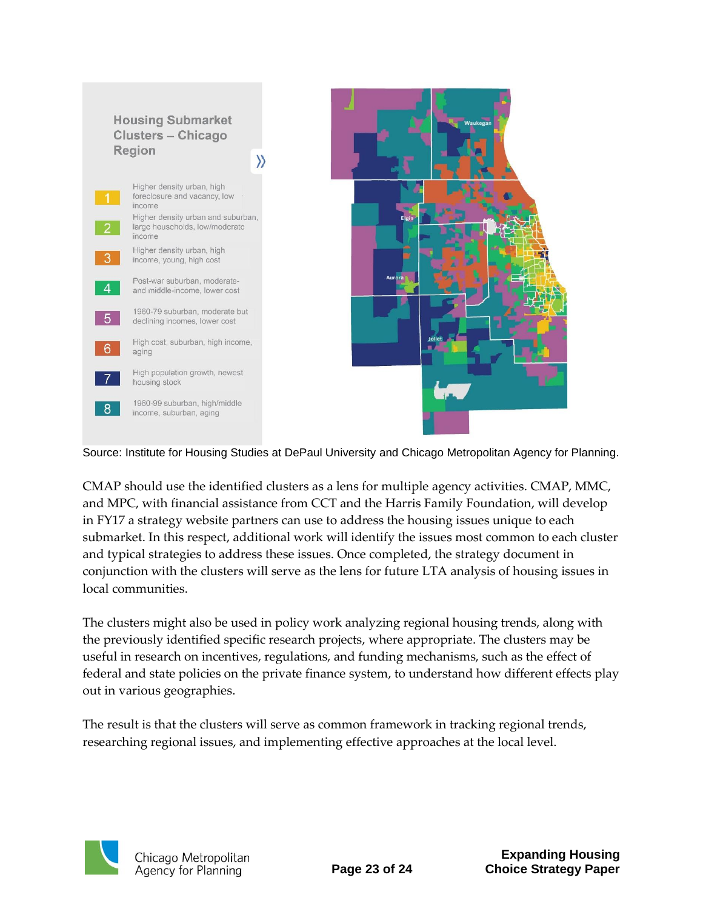Housing Submarket Clusters – Chicago Region

| | |
|---|---|
| 1 | Higher density urban, high foreclosure and vacancy, low income |
| 2 | Higher density urban and suburban, large households, low/moderate income |
| 3 | Higher density urban, high income, young, high cost |
| 4 | Post-war suburban, moderate- and middle-income, lower cost |
| 5 | 1960-79 suburban, moderate but declining incomes, lower cost |
| 6 | High cost, suburban, high income, aging |
| 7 | High population growth, newest housing stock |
| 8 | 1980-99 suburban, high/middle income, suburban, aging |

Source: Institute for Housing Studies at DePaul University and Chicago Metropolitan Agency for Planning.

CMAP should use the identified clusters as a lens for multiple agency activities. CMAP, MMC, and MPC, with financial assistance from CCT and the Harris Family Foundation, will develop in FY17 a strategy website partners can use to address the housing issues unique to each submarket. In this respect, additional work will identify the issues most common to each cluster and typical strategies to address these issues. Once completed, the strategy document in conjunction with the clusters will serve as the lens for future LTA analysis of housing issues in local communities.

The clusters might also be used in policy work analyzing regional housing trends, along with the previously identified specific research projects, where appropriate. The clusters may be useful in research on incentives, regulations, and funding mechanisms, such as the effect of federal and state policies on the private finance system, to understand how different effects play out in various geographies.

The result is that the clusters will serve as common framework in tracking regional trends, researching regional issues, and implementing effective approaches at the local level.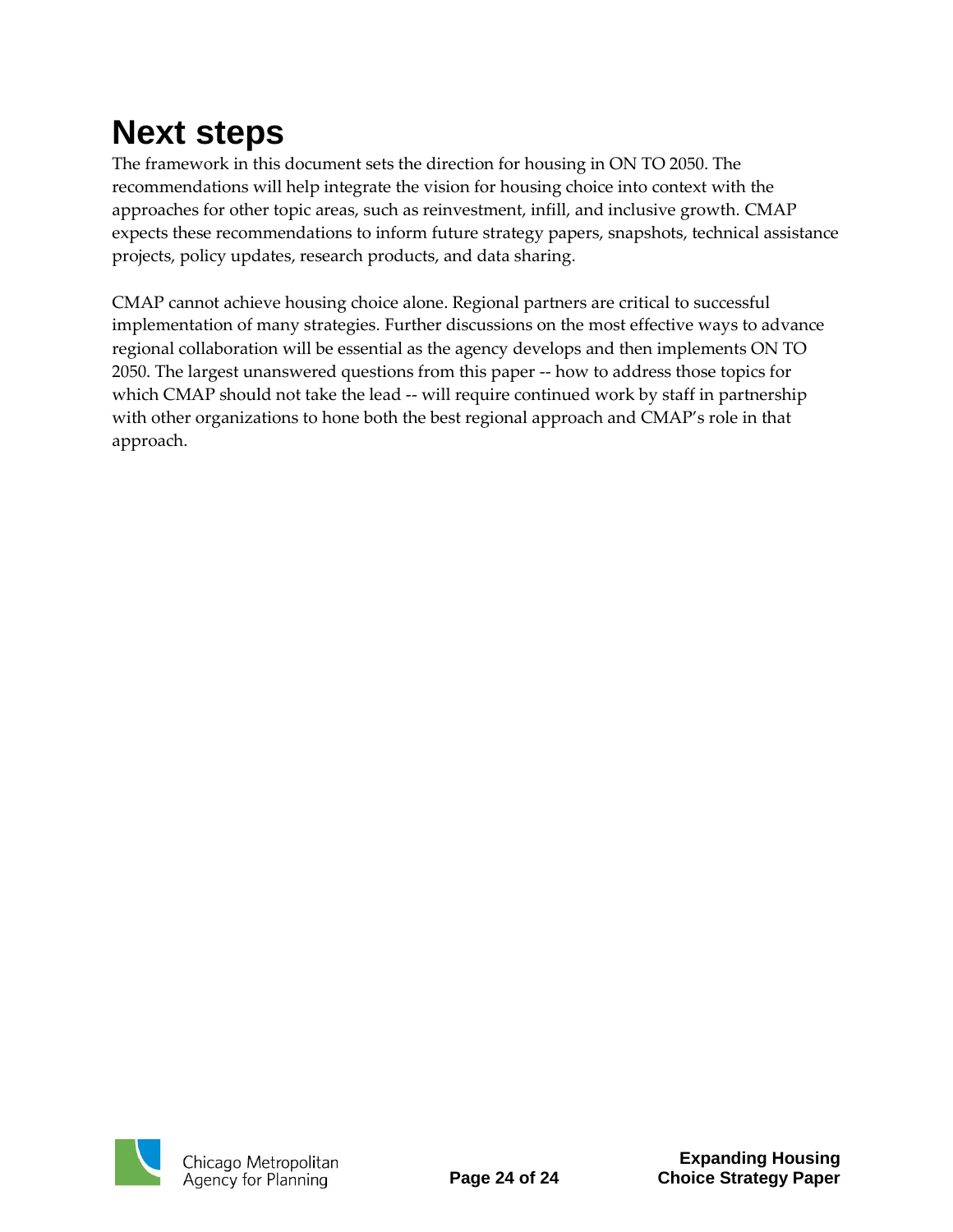# Next steps

The framework in this document sets the direction for housing in ON TO 2050. The recommendations will help integrate the vision for housing choice into context with the approaches for other topic areas, such as reinvestment, infill, and inclusive growth. CMAP expects these recommendations to inform future strategy papers, snapshots, technical assistance projects, policy updates, research products, and data sharing.

CMAP cannot achieve housing choice alone. Regional partners are critical to successful implementation of many strategies. Further discussions on the most effective ways to advance regional collaboration will be essential as the agency develops and then implements ON TO 2050. The largest unanswered questions from this paper -- how to address those topics for which CMAP should not take the lead -- will require continued work by staff in partnership with other organizations to hone both the best regional approach and CMAP's role in that approach.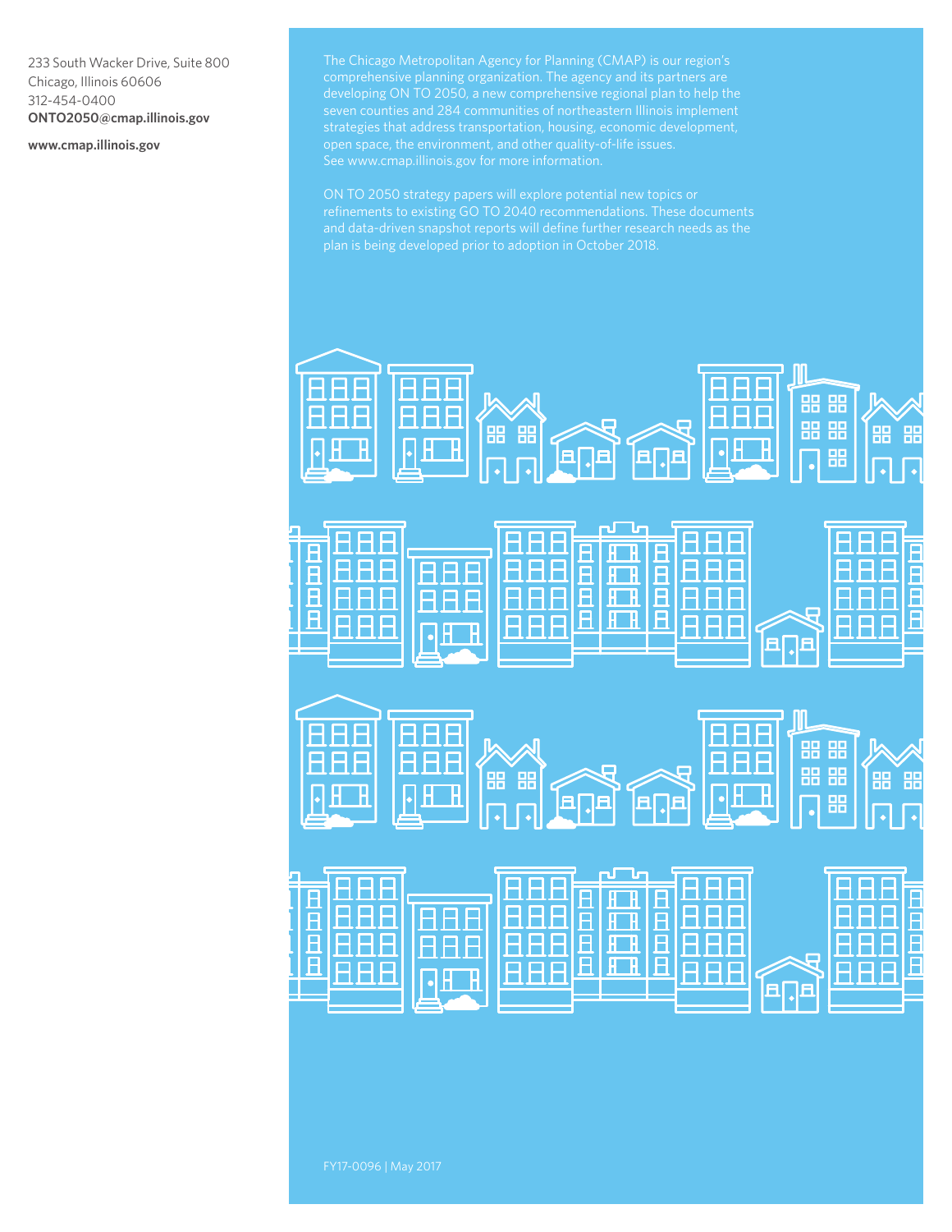233 South Wacker Drive, Suite 800
Chicago, Illinois 60606
312-454-0400
**ONTO2050@cmap.illinois.gov**

**www.cmap.illinois.gov**

The Chicago Metropolitan Agency for Planning (CMAP) is our region's comprehensive planning organization. The agency and its partners are developing ON TO 2050, a new comprehensive regional plan to help the seven counties and 284 communities of northeastern Illinois implement strategies that address transportation, housing, economic development, open space, the environment, and other quality-of-life issues. See www.cmap.illinois.gov for more information.

ON TO 2050 strategy papers will explore potential new topics or refinements to existing GO TO 2040 recommendations. These documents and data-driven snapshot reports will define further research needs as the plan is being developed prior to adoption in October 2018.

FY17-0096 | May 2017